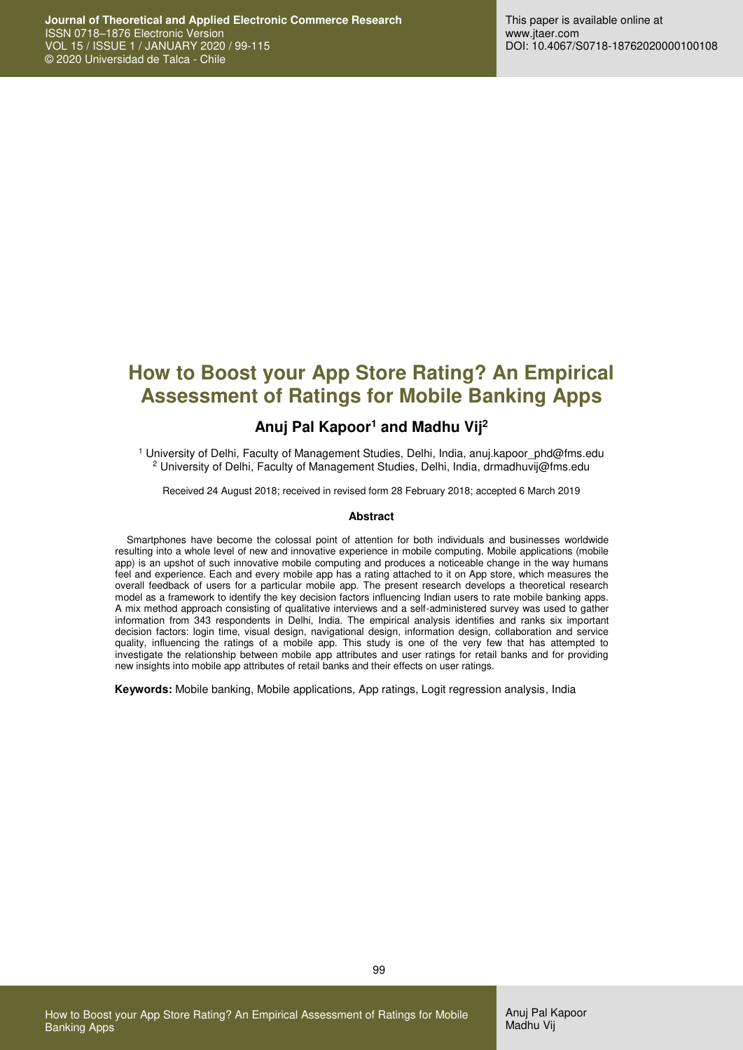# How to Boost your App Store Rating? An Empirical Assessment of Ratings for Mobile Banking Apps

**Anuj Pal Kapoor[1] and Madhu Vij[2]**

[1] University of Delhi, Faculty of Management Studies, Delhi, India, anuj.kapoor_phd@fms.edu
[2] University of Delhi, Faculty of Management Studies, Delhi, India, drmadhuvij@fms.edu

Received 24 August 2018; received in revised form 28 February 2018; accepted 6 March 2019

### Abstract

Smartphones have become the colossal point of attention for both individuals and businesses worldwide resulting into a whole level of new and innovative experience in mobile computing. Mobile applications (mobile app) is an upshot of such innovative mobile computing and produces a noticeable change in the way humans feel and experience. Each and every mobile app has a rating attached to it on App store, which measures the overall feedback of users for a particular mobile app. The present research develops a theoretical research model as a framework to identify the key decision factors influencing Indian users to rate mobile banking apps. A mix method approach consisting of qualitative interviews and a self-administered survey was used to gather information from 343 respondents in Delhi, India. The empirical analysis identifies and ranks six important decision factors: login time, visual design, navigational design, information design, collaboration and service quality, influencing the ratings of a mobile app. This study is one of the very few that has attempted to investigate the relationship between mobile app attributes and user ratings for retail banks and for providing new insights into mobile app attributes of retail banks and their effects on user ratings.

**Keywords:** Mobile banking, Mobile applications, App ratings, Logit regression analysis, India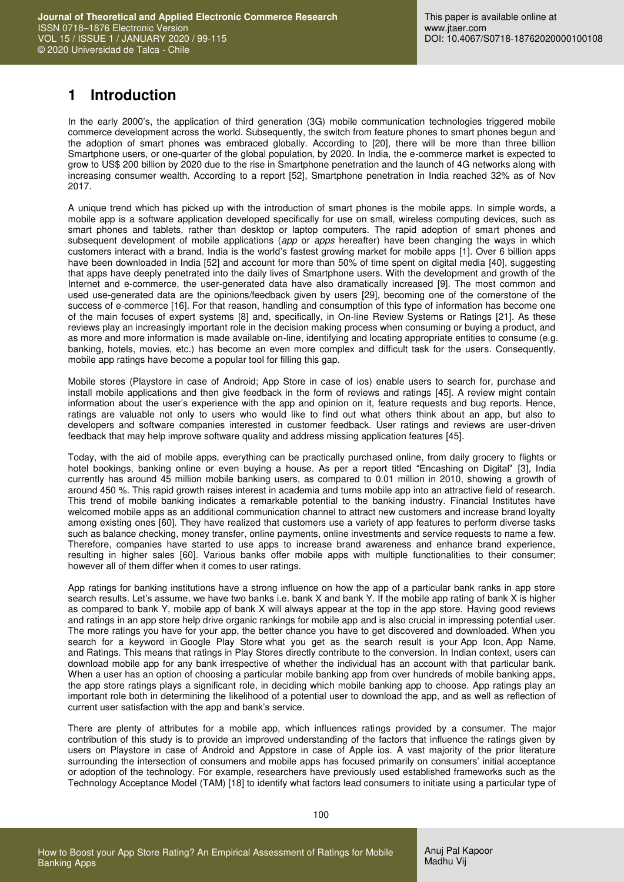# 1 Introduction

In the early 2000's, the application of third generation (3G) mobile communication technologies triggered mobile commerce development across the world. Subsequently, the switch from feature phones to smart phones begun and the adoption of smart phones was embraced globally. According to [20], there will be more than three billion Smartphone users, or one-quarter of the global population, by 2020. In India, the e-commerce market is expected to grow to US$ 200 billion by 2020 due to the rise in Smartphone penetration and the launch of 4G networks along with increasing consumer wealth. According to a report [52], Smartphone penetration in India reached 32% as of Nov 2017.

A unique trend which has picked up with the introduction of smart phones is the mobile apps. In simple words, a mobile app is a software application developed specifically for use on small, wireless computing devices, such as smart phones and tablets, rather than desktop or laptop computers. The rapid adoption of smart phones and subsequent development of mobile applications (*app* or *apps* hereafter) have been changing the ways in which customers interact with a brand. India is the world's fastest growing market for mobile apps [1]. Over 6 billion apps have been downloaded in India [52] and account for more than 50% of time spent on digital media [40], suggesting that apps have deeply penetrated into the daily lives of Smartphone users. With the development and growth of the Internet and e-commerce, the user-generated data have also dramatically increased [9]. The most common and used use-generated data are the opinions/feedback given by users [29], becoming one of the cornerstone of the success of e-commerce [16]. For that reason, handling and consumption of this type of information has become one of the main focuses of expert systems [8] and, specifically, in On-line Review Systems or Ratings [21]. As these reviews play an increasingly important role in the decision making process when consuming or buying a product, and as more and more information is made available on-line, identifying and locating appropriate entities to consume (e.g. banking, hotels, movies, etc.) has become an even more complex and difficult task for the users. Consequently, mobile app ratings have become a popular tool for filling this gap.

Mobile stores (Playstore in case of Android; App Store in case of ios) enable users to search for, purchase and install mobile applications and then give feedback in the form of reviews and ratings [45]. A review might contain information about the user's experience with the app and opinion on it, feature requests and bug reports. Hence, ratings are valuable not only to users who would like to find out what others think about an app, but also to developers and software companies interested in customer feedback. User ratings and reviews are user-driven feedback that may help improve software quality and address missing application features [45].

Today, with the aid of mobile apps, everything can be practically purchased online, from daily grocery to flights or hotel bookings, banking online or even buying a house. As per a report titled "Encashing on Digital" [3], India currently has around 45 million mobile banking users, as compared to 0.01 million in 2010, showing a growth of around 450 %. This rapid growth raises interest in academia and turns mobile app into an attractive field of research. This trend of mobile banking indicates a remarkable potential to the banking industry. Financial Institutes have welcomed mobile apps as an additional communication channel to attract new customers and increase brand loyalty among existing ones [60]. They have realized that customers use a variety of app features to perform diverse tasks such as balance checking, money transfer, online payments, online investments and service requests to name a few. Therefore, companies have started to use apps to increase brand awareness and enhance brand experience, resulting in higher sales [60]. Various banks offer mobile apps with multiple functionalities to their consumer; however all of them differ when it comes to user ratings.

App ratings for banking institutions have a strong influence on how the app of a particular bank ranks in app store search results. Let's assume, we have two banks i.e. bank X and bank Y. If the mobile app rating of bank X is higher as compared to bank Y, mobile app of bank X will always appear at the top in the app store. Having good reviews and ratings in an app store help drive organic rankings for mobile app and is also crucial in impressing potential user. The more ratings you have for your app, the better chance you have to get discovered and downloaded. When you search for a keyword in Google Play Store what you get as the search result is your App Icon, App Name, and Ratings. This means that ratings in Play Stores directly contribute to the conversion. In Indian context, users can download mobile app for any bank irrespective of whether the individual has an account with that particular bank. When a user has an option of choosing a particular mobile banking app from over hundreds of mobile banking apps, the app store ratings plays a significant role, in deciding which mobile banking app to choose. App ratings play an important role both in determining the likelihood of a potential user to download the app, and as well as reflection of current user satisfaction with the app and bank's service.

There are plenty of attributes for a mobile app, which influences ratings provided by a consumer. The major contribution of this study is to provide an improved understanding of the factors that influence the ratings given by users on Playstore in case of Android and Appstore in case of Apple ios. A vast majority of the prior literature surrounding the intersection of consumers and mobile apps has focused primarily on consumers' initial acceptance or adoption of the technology. For example, researchers have previously used established frameworks such as the Technology Acceptance Model (TAM) [18] to identify what factors lead consumers to initiate using a particular type of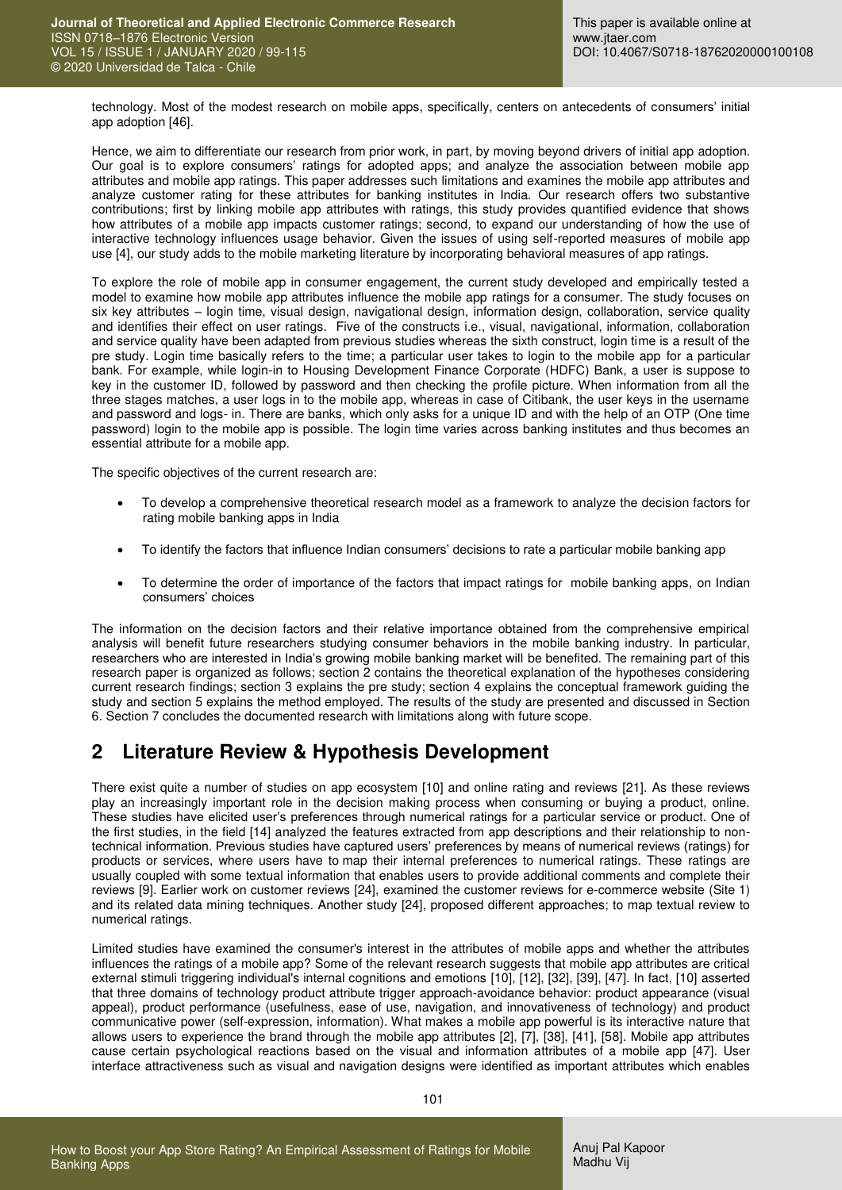technology. Most of the modest research on mobile apps, specifically, centers on antecedents of consumers' initial app adoption [46].

Hence, we aim to differentiate our research from prior work, in part, by moving beyond drivers of initial app adoption. Our goal is to explore consumers' ratings for adopted apps; and analyze the association between mobile app attributes and mobile app ratings. This paper addresses such limitations and examines the mobile app attributes and analyze customer rating for these attributes for banking institutes in India. Our research offers two substantive contributions; first by linking mobile app attributes with ratings, this study provides quantified evidence that shows how attributes of a mobile app impacts customer ratings; second, to expand our understanding of how the use of interactive technology influences usage behavior. Given the issues of using self-reported measures of mobile app use [4], our study adds to the mobile marketing literature by incorporating behavioral measures of app ratings.

To explore the role of mobile app in consumer engagement, the current study developed and empirically tested a model to examine how mobile app attributes influence the mobile app ratings for a consumer. The study focuses on six key attributes – login time, visual design, navigational design, information design, collaboration, service quality and identifies their effect on user ratings. Five of the constructs i.e., visual, navigational, information, collaboration and service quality have been adapted from previous studies whereas the sixth construct, login time is a result of the pre study. Login time basically refers to the time; a particular user takes to login to the mobile app for a particular bank. For example, while login-in to Housing Development Finance Corporate (HDFC) Bank, a user is suppose to key in the customer ID, followed by password and then checking the profile picture. When information from all the three stages matches, a user logs in to the mobile app, whereas in case of Citibank, the user keys in the username and password and logs- in. There are banks, which only asks for a unique ID and with the help of an OTP (One time password) login to the mobile app is possible. The login time varies across banking institutes and thus becomes an essential attribute for a mobile app.

The specific objectives of the current research are:

- To develop a comprehensive theoretical research model as a framework to analyze the decision factors for rating mobile banking apps in India
- To identify the factors that influence Indian consumers' decisions to rate a particular mobile banking app
- To determine the order of importance of the factors that impact ratings for mobile banking apps, on Indian consumers' choices

The information on the decision factors and their relative importance obtained from the comprehensive empirical analysis will benefit future researchers studying consumer behaviors in the mobile banking industry. In particular, researchers who are interested in India's growing mobile banking market will be benefited. The remaining part of this research paper is organized as follows; section 2 contains the theoretical explanation of the hypotheses considering current research findings; section 3 explains the pre study; section 4 explains the conceptual framework guiding the study and section 5 explains the method employed. The results of the study are presented and discussed in Section 6. Section 7 concludes the documented research with limitations along with future scope.

# 2 Literature Review & Hypothesis Development

There exist quite a number of studies on app ecosystem [10] and online rating and reviews [21]. As these reviews play an increasingly important role in the decision making process when consuming or buying a product, online. These studies have elicited user's preferences through numerical ratings for a particular service or product. One of the first studies, in the field [14] analyzed the features extracted from app descriptions and their relationship to non-technical information. Previous studies have captured users' preferences by means of numerical reviews (ratings) for products or services, where users have to map their internal preferences to numerical ratings. These ratings are usually coupled with some textual information that enables users to provide additional comments and complete their reviews [9]. Earlier work on customer reviews [24], examined the customer reviews for e-commerce website (Site 1) and its related data mining techniques. Another study [24], proposed different approaches; to map textual review to numerical ratings.

Limited studies have examined the consumer's interest in the attributes of mobile apps and whether the attributes influences the ratings of a mobile app? Some of the relevant research suggests that mobile app attributes are critical external stimuli triggering individual's internal cognitions and emotions [10], [12], [32], [39], [47]. In fact, [10] asserted that three domains of technology product attribute trigger approach-avoidance behavior: product appearance (visual appeal), product performance (usefulness, ease of use, navigation, and innovativeness of technology) and product communicative power (self-expression, information). What makes a mobile app powerful is its interactive nature that allows users to experience the brand through the mobile app attributes [2], [7], [38], [41], [58]. Mobile app attributes cause certain psychological reactions based on the visual and information attributes of a mobile app [47]. User interface attractiveness such as visual and navigation designs were identified as important attributes which enables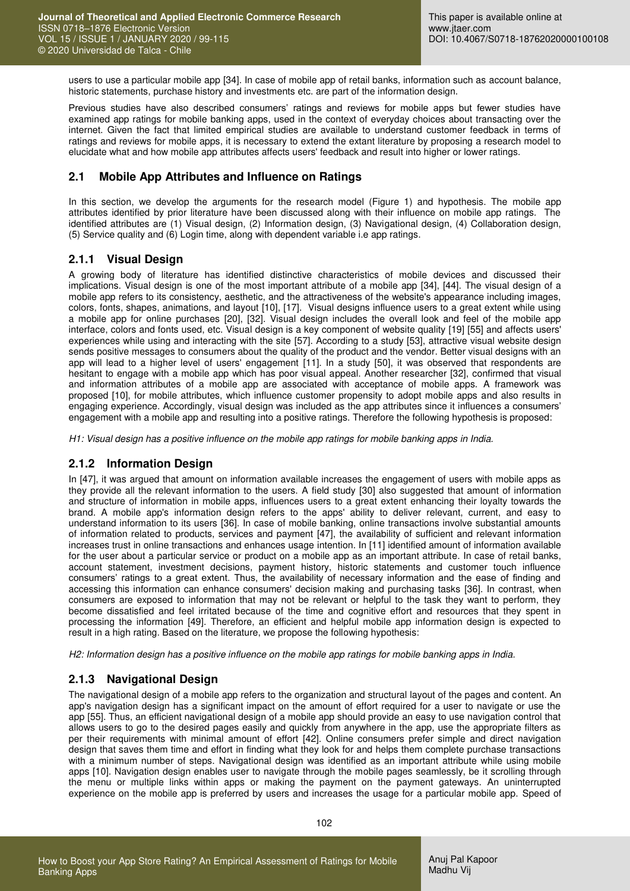users to use a particular mobile app [34]. In case of mobile app of retail banks, information such as account balance, historic statements, purchase history and investments etc. are part of the information design.

Previous studies have also described consumers' ratings and reviews for mobile apps but fewer studies have examined app ratings for mobile banking apps, used in the context of everyday choices about transacting over the internet. Given the fact that limited empirical studies are available to understand customer feedback in terms of ratings and reviews for mobile apps, it is necessary to extend the extant literature by proposing a research model to elucidate what and how mobile app attributes affects users' feedback and result into higher or lower ratings.

## 2.1 Mobile App Attributes and Influence on Ratings

In this section, we develop the arguments for the research model (Figure 1) and hypothesis. The mobile app attributes identified by prior literature have been discussed along with their influence on mobile app ratings. The identified attributes are (1) Visual design, (2) Information design, (3) Navigational design, (4) Collaboration design, (5) Service quality and (6) Login time, along with dependent variable i.e app ratings.

### 2.1.1 Visual Design

A growing body of literature has identified distinctive characteristics of mobile devices and discussed their implications. Visual design is one of the most important attribute of a mobile app [34], [44]. The visual design of a mobile app refers to its consistency, aesthetic, and the attractiveness of the website's appearance including images, colors, fonts, shapes, animations, and layout [10], [17]. Visual designs influence users to a great extent while using a mobile app for online purchases [20], [32]. Visual design includes the overall look and feel of the mobile app interface, colors and fonts used, etc. Visual design is a key component of website quality [19] [55] and affects users' experiences while using and interacting with the site [57]. According to a study [53], attractive visual website design sends positive messages to consumers about the quality of the product and the vendor. Better visual designs with an app will lead to a higher level of users' engagement [11]. In a study [50], it was observed that respondents are hesitant to engage with a mobile app which has poor visual appeal. Another researcher [32], confirmed that visual and information attributes of a mobile app are associated with acceptance of mobile apps. A framework was proposed [10], for mobile attributes, which influence customer propensity to adopt mobile apps and also results in engaging experience. Accordingly, visual design was included as the app attributes since it influences a consumers' engagement with a mobile app and resulting into a positive ratings. Therefore the following hypothesis is proposed:

*H1: Visual design has a positive influence on the mobile app ratings for mobile banking apps in India.*

### 2.1.2 Information Design

In [47], it was argued that amount on information available increases the engagement of users with mobile apps as they provide all the relevant information to the users. A field study [30] also suggested that amount of information and structure of information in mobile apps, influences users to a great extent enhancing their loyalty towards the brand. A mobile app's information design refers to the apps' ability to deliver relevant, current, and easy to understand information to its users [36]. In case of mobile banking, online transactions involve substantial amounts of information related to products, services and payment [47], the availability of sufficient and relevant information increases trust in online transactions and enhances usage intention. In [11] identified amount of information available for the user about a particular service or product on a mobile app as an important attribute. In case of retail banks, account statement, investment decisions, payment history, historic statements and customer touch influence consumers' ratings to a great extent. Thus, the availability of necessary information and the ease of finding and accessing this information can enhance consumers' decision making and purchasing tasks [36]. In contrast, when consumers are exposed to information that may not be relevant or helpful to the task they want to perform, they become dissatisfied and feel irritated because of the time and cognitive effort and resources that they spent in processing the information [49]. Therefore, an efficient and helpful mobile app information design is expected to result in a high rating. Based on the literature, we propose the following hypothesis:

*H2: Information design has a positive influence on the mobile app ratings for mobile banking apps in India.*

### 2.1.3 Navigational Design

The navigational design of a mobile app refers to the organization and structural layout of the pages and content. An app's navigation design has a significant impact on the amount of effort required for a user to navigate or use the app [55]. Thus, an efficient navigational design of a mobile app should provide an easy to use navigation control that allows users to go to the desired pages easily and quickly from anywhere in the app, use the appropriate filters as per their requirements with minimal amount of effort [42]. Online consumers prefer simple and direct navigation design that saves them time and effort in finding what they look for and helps them complete purchase transactions with a minimum number of steps. Navigational design was identified as an important attribute while using mobile apps [10]. Navigation design enables user to navigate through the mobile pages seamlessly, be it scrolling through the menu or multiple links within apps or making the payment on the payment gateways. An uninterrupted experience on the mobile app is preferred by users and increases the usage for a particular mobile app. Speed of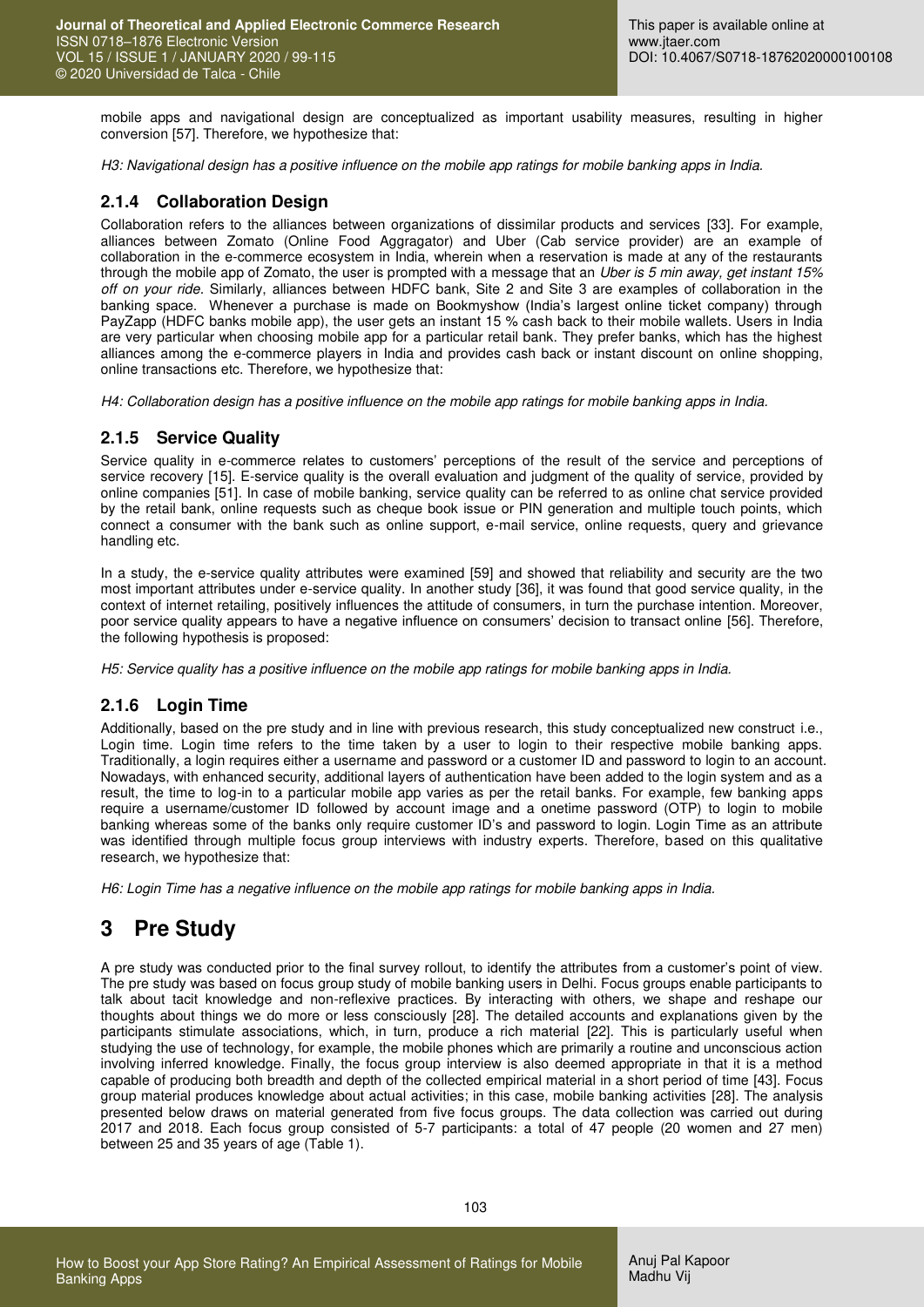mobile apps and navigational design are conceptualized as important usability measures, resulting in higher conversion [57]. Therefore, we hypothesize that:

*H3: Navigational design has a positive influence on the mobile app ratings for mobile banking apps in India.*

### 2.1.4 Collaboration Design

Collaboration refers to the alliances between organizations of dissimilar products and services [33]. For example, alliances between Zomato (Online Food Aggragator) and Uber (Cab service provider) are an example of collaboration in the e-commerce ecosystem in India, wherein when a reservation is made at any of the restaurants through the mobile app of Zomato, the user is prompted with a message that an *Uber is 5 min away, get instant 15% off on your ride*. Similarly, alliances between HDFC bank, Site 2 and Site 3 are examples of collaboration in the banking space. Whenever a purchase is made on Bookmyshow (India's largest online ticket company) through PayZapp (HDFC banks mobile app), the user gets an instant 15 % cash back to their mobile wallets. Users in India are very particular when choosing mobile app for a particular retail bank. They prefer banks, which has the highest alliances among the e-commerce players in India and provides cash back or instant discount on online shopping, online transactions etc. Therefore, we hypothesize that:

*H4: Collaboration design has a positive influence on the mobile app ratings for mobile banking apps in India.*

### 2.1.5 Service Quality

Service quality in e-commerce relates to customers' perceptions of the result of the service and perceptions of service recovery [15]. E-service quality is the overall evaluation and judgment of the quality of service, provided by online companies [51]. In case of mobile banking, service quality can be referred to as online chat service provided by the retail bank, online requests such as cheque book issue or PIN generation and multiple touch points, which connect a consumer with the bank such as online support, e-mail service, online requests, query and grievance handling etc.

In a study, the e-service quality attributes were examined [59] and showed that reliability and security are the two most important attributes under e-service quality. In another study [36], it was found that good service quality, in the context of internet retailing, positively influences the attitude of consumers, in turn the purchase intention. Moreover, poor service quality appears to have a negative influence on consumers' decision to transact online [56]. Therefore, the following hypothesis is proposed:

*H5: Service quality has a positive influence on the mobile app ratings for mobile banking apps in India.*

### 2.1.6 Login Time

Additionally, based on the pre study and in line with previous research, this study conceptualized new construct i.e., Login time. Login time refers to the time taken by a user to login to their respective mobile banking apps. Traditionally, a login requires either a username and password or a customer ID and password to login to an account. Nowadays, with enhanced security, additional layers of authentication have been added to the login system and as a result, the time to log-in to a particular mobile app varies as per the retail banks. For example, few banking apps require a username/customer ID followed by account image and a onetime password (OTP) to login to mobile banking whereas some of the banks only require customer ID's and password to login. Login Time as an attribute was identified through multiple focus group interviews with industry experts. Therefore, based on this qualitative research, we hypothesize that:

*H6: Login Time has a negative influence on the mobile app ratings for mobile banking apps in India.*

# 3 Pre Study

A pre study was conducted prior to the final survey rollout, to identify the attributes from a customer's point of view. The pre study was based on focus group study of mobile banking users in Delhi. Focus groups enable participants to talk about tacit knowledge and non-reflexive practices. By interacting with others, we shape and reshape our thoughts about things we do more or less consciously [28]. The detailed accounts and explanations given by the participants stimulate associations, which, in turn, produce a rich material [22]. This is particularly useful when studying the use of technology, for example, the mobile phones which are primarily a routine and unconscious action involving inferred knowledge. Finally, the focus group interview is also deemed appropriate in that it is a method capable of producing both breadth and depth of the collected empirical material in a short period of time [43]. Focus group material produces knowledge about actual activities; in this case, mobile banking activities [28]. The analysis presented below draws on material generated from five focus groups. The data collection was carried out during 2017 and 2018. Each focus group consisted of 5-7 participants: a total of 47 people (20 women and 27 men) between 25 and 35 years of age (Table 1).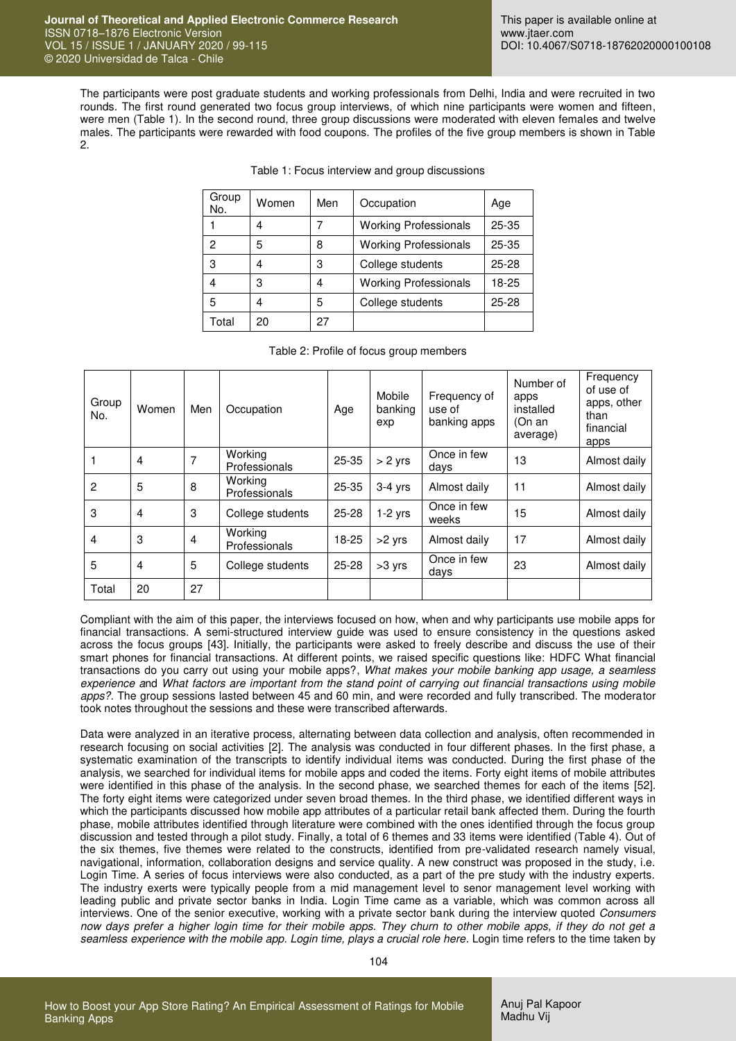The participants were post graduate students and working professionals from Delhi, India and were recruited in two rounds. The first round generated two focus group interviews, of which nine participants were women and fifteen, were men (Table 1). In the second round, three group discussions were moderated with eleven females and twelve males. The participants were rewarded with food coupons. The profiles of the five group members is shown in Table 2.

Table 1: Focus interview and group discussions

| Group No. | Women | Men | Occupation | Age |
|---|---|---|---|---|
| 1 | 4 | 7 | Working Professionals | 25-35 |
| 2 | 5 | 8 | Working Professionals | 25-35 |
| 3 | 4 | 3 | College students | 25-28 |
| 4 | 3 | 4 | Working Professionals | 18-25 |
| 5 | 4 | 5 | College students | 25-28 |
| Total | 20 | 27 | | |

Table 2: Profile of focus group members

| Group No. | Women | Men | Occupation | Age | Mobile banking exp | Frequency of use of banking apps | Number of apps installed (On an average) | Frequency of use of apps, other than financial apps |
|---|---|---|---|---|---|---|---|---|
| 1 | 4 | 7 | Working Professionals | 25-35 | > 2 yrs | Once in few days | 13 | Almost daily |
| 2 | 5 | 8 | Working Professionals | 25-35 | 3-4 yrs | Almost daily | 11 | Almost daily |
| 3 | 4 | 3 | College students | 25-28 | 1-2 yrs | Once in few weeks | 15 | Almost daily |
| 4 | 3 | 4 | Working Professionals | 18-25 | >2 yrs | Almost daily | 17 | Almost daily |
| 5 | 4 | 5 | College students | 25-28 | >3 yrs | Once in few days | 23 | Almost daily |
| Total | 20 | 27 | | | | | | |

Compliant with the aim of this paper, the interviews focused on how, when and why participants use mobile apps for financial transactions. A semi-structured interview guide was used to ensure consistency in the questions asked across the focus groups [43]. Initially, the participants were asked to freely describe and discuss the use of their smart phones for financial transactions. At different points, we raised specific questions like: HDFC What financial transactions do you carry out using your mobile apps?, *What makes your mobile banking app usage, a seamless experience a*nd *What factors are important from the stand point of carrying out financial transactions using mobile apps?*. The group sessions lasted between 45 and 60 min, and were recorded and fully transcribed. The moderator took notes throughout the sessions and these were transcribed afterwards.

Data were analyzed in an iterative process, alternating between data collection and analysis, often recommended in research focusing on social activities [2]. The analysis was conducted in four different phases. In the first phase, a systematic examination of the transcripts to identify individual items was conducted. During the first phase of the analysis, we searched for individual items for mobile apps and coded the items. Forty eight items of mobile attributes were identified in this phase of the analysis. In the second phase, we searched themes for each of the items [52]. The forty eight items were categorized under seven broad themes. In the third phase, we identified different ways in which the participants discussed how mobile app attributes of a particular retail bank affected them. During the fourth phase, mobile attributes identified through literature were combined with the ones identified through the focus group discussion and tested through a pilot study. Finally, a total of 6 themes and 33 items were identified (Table 4). Out of the six themes, five themes were related to the constructs, identified from pre-validated research namely visual, navigational, information, collaboration designs and service quality. A new construct was proposed in the study, i.e. Login Time. A series of focus interviews were also conducted, as a part of the pre study with the industry experts. The industry exerts were typically people from a mid management level to senor management level working with leading public and private sector banks in India. Login Time came as a variable, which was common across all interviews. One of the senior executive, working with a private sector bank during the interview quoted *Consumers now days prefer a higher login time for their mobile apps. They churn to other mobile apps, if they do not get a seamless experience with the mobile app. Login time, plays a crucial role here*. Login time refers to the time taken by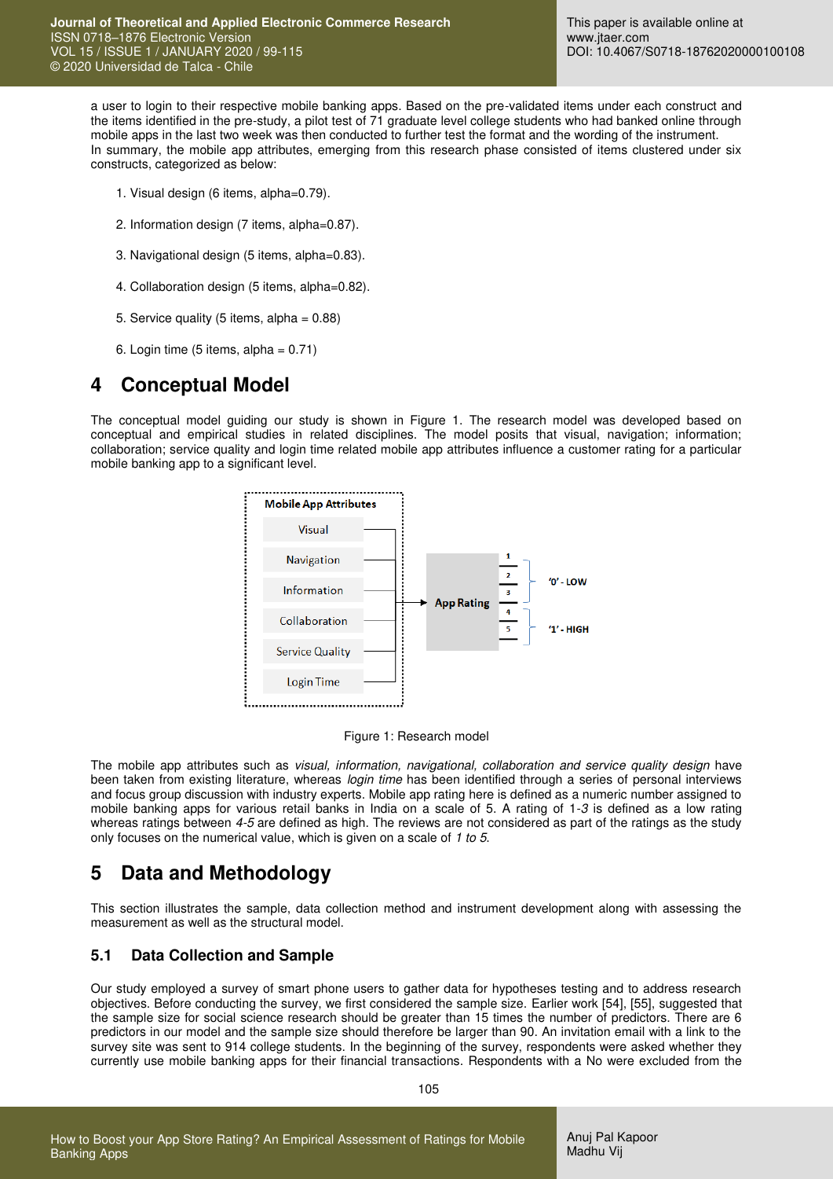a user to login to their respective mobile banking apps. Based on the pre-validated items under each construct and the items identified in the pre-study, a pilot test of 71 graduate level college students who had banked online through mobile apps in the last two week was then conducted to further test the format and the wording of the instrument.
In summary, the mobile app attributes, emerging from this research phase consisted of items clustered under six constructs, categorized as below:

1. Visual design (6 items, alpha=0.79).
2. Information design (7 items, alpha=0.87).
3. Navigational design (5 items, alpha=0.83).
4. Collaboration design (5 items, alpha=0.82).
5. Service quality (5 items, alpha = 0.88)
6. Login time (5 items, alpha = 0.71)

# 4 Conceptual Model

The conceptual model guiding our study is shown in Figure 1. The research model was developed based on conceptual and empirical studies in related disciplines. The model posits that visual, navigation; information; collaboration; service quality and login time related mobile app attributes influence a customer rating for a particular mobile banking app to a significant level.

Figure 1: Research model

The mobile app attributes such as *visual, information, navigational, collaboration and service quality design* have been taken from existing literature, whereas *login time* has been identified through a series of personal interviews and focus group discussion with industry experts. Mobile app rating here is defined as a numeric number assigned to mobile banking apps for various retail banks in India on a scale of 5. A rating of 1-*3* is defined as a low rating whereas ratings between *4-5* are defined as high. The reviews are not considered as part of the ratings as the study only focuses on the numerical value, which is given on a scale of *1 to 5*.

# 5 Data and Methodology

This section illustrates the sample, data collection method and instrument development along with assessing the measurement as well as the structural model.

## 5.1 Data Collection and Sample

Our study employed a survey of smart phone users to gather data for hypotheses testing and to address research objectives. Before conducting the survey, we first considered the sample size. Earlier work [54], [55], suggested that the sample size for social science research should be greater than 15 times the number of predictors. There are 6 predictors in our model and the sample size should therefore be larger than 90. An invitation email with a link to the survey site was sent to 914 college students. In the beginning of the survey, respondents were asked whether they currently use mobile banking apps for their financial transactions. Respondents with a No were excluded from the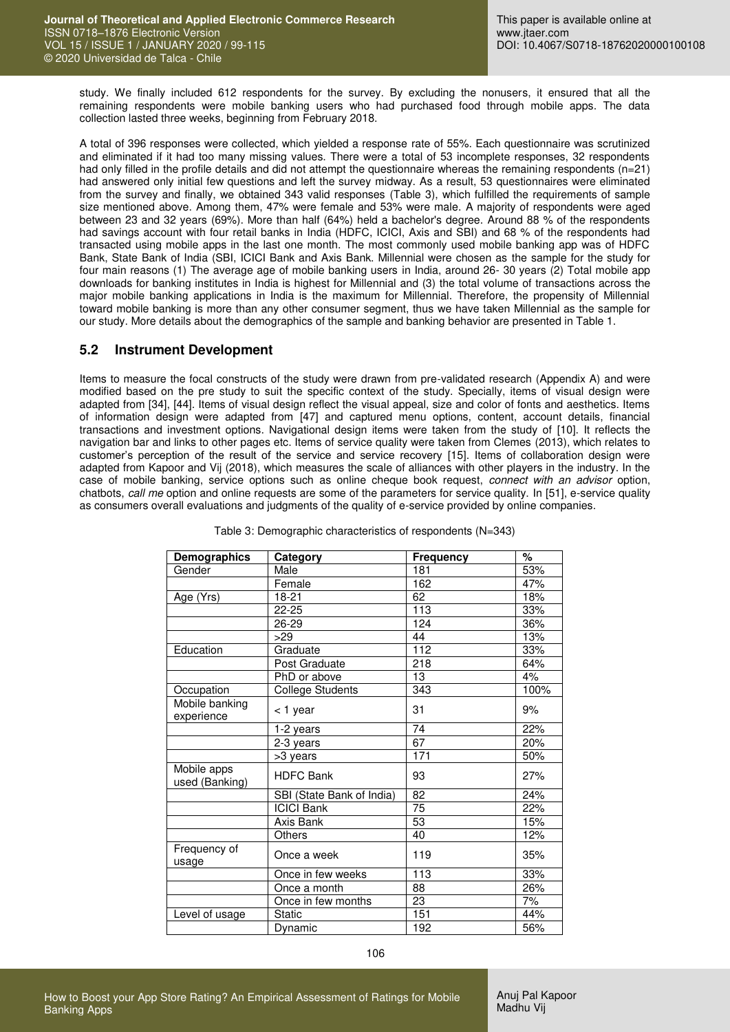study. We finally included 612 respondents for the survey. By excluding the nonusers, it ensured that all the remaining respondents were mobile banking users who had purchased food through mobile apps. The data collection lasted three weeks, beginning from February 2018.

A total of 396 responses were collected, which yielded a response rate of 55%. Each questionnaire was scrutinized and eliminated if it had too many missing values. There were a total of 53 incomplete responses, 32 respondents had only filled in the profile details and did not attempt the questionnaire whereas the remaining respondents (n=21) had answered only initial few questions and left the survey midway. As a result, 53 questionnaires were eliminated from the survey and finally, we obtained 343 valid responses (Table 3), which fulfilled the requirements of sample size mentioned above. Among them, 47% were female and 53% were male. A majority of respondents were aged between 23 and 32 years (69%). More than half (64%) held a bachelor's degree. Around 88 % of the respondents had savings account with four retail banks in India (HDFC, ICICI, Axis and SBI) and 68 % of the respondents had transacted using mobile apps in the last one month. The most commonly used mobile banking app was of HDFC Bank, State Bank of India (SBI, ICICI Bank and Axis Bank. Millennial were chosen as the sample for the study for four main reasons (1) The average age of mobile banking users in India, around 26- 30 years (2) Total mobile app downloads for banking institutes in India is highest for Millennial and (3) the total volume of transactions across the major mobile banking applications in India is the maximum for Millennial. Therefore, the propensity of Millennial toward mobile banking is more than any other consumer segment, thus we have taken Millennial as the sample for our study. More details about the demographics of the sample and banking behavior are presented in Table 1.

## 5.2 Instrument Development

Items to measure the focal constructs of the study were drawn from pre-validated research (Appendix A) and were modified based on the pre study to suit the specific context of the study. Specially, items of visual design were adapted from [34], [44]. Items of visual design reflect the visual appeal, size and color of fonts and aesthetics. Items of information design were adapted from [47] and captured menu options, content, account details, financial transactions and investment options. Navigational design items were taken from the study of [10]. It reflects the navigation bar and links to other pages etc. Items of service quality were taken from Clemes (2013), which relates to customer's perception of the result of the service and service recovery [15]. Items of collaboration design were adapted from Kapoor and Vij (2018), which measures the scale of alliances with other players in the industry. In the case of mobile banking, service options such as online cheque book request, *connect with an advisor* option, chatbots, *call me* option and online requests are some of the parameters for service quality. In [51], e-service quality as consumers overall evaluations and judgments of the quality of e-service provided by online companies.

Table 3: Demographic characteristics of respondents (N=343)

| Demographics | Category | Frequency | % |
|---|---|---|---|
| Gender | Male | 181 | 53% |
| | Female | 162 | 47% |
| Age (Yrs) | 18-21 | 62 | 18% |
| | 22-25 | 113 | 33% |
| | 26-29 | 124 | 36% |
| | >29 | 44 | 13% |
| Education | Graduate | 112 | 33% |
| | Post Graduate | 218 | 64% |
| | PhD or above | 13 | 4% |
| Occupation | College Students | 343 | 100% |
| Mobile banking experience | < 1 year | 31 | 9% |
| | 1-2 years | 74 | 22% |
| | 2-3 years | 67 | 20% |
| | >3 years | 171 | 50% |
| Mobile apps used (Banking) | HDFC Bank | 93 | 27% |
| | SBI (State Bank of India) | 82 | 24% |
| | ICICI Bank | 75 | 22% |
| | Axis Bank | 53 | 15% |
| | Others | 40 | 12% |
| Frequency of usage | Once a week | 119 | 35% |
| | Once in few weeks | 113 | 33% |
| | Once a month | 88 | 26% |
| | Once in few months | 23 | 7% |
| Level of usage | Static | 151 | 44% |
| | Dynamic | 192 | 56% |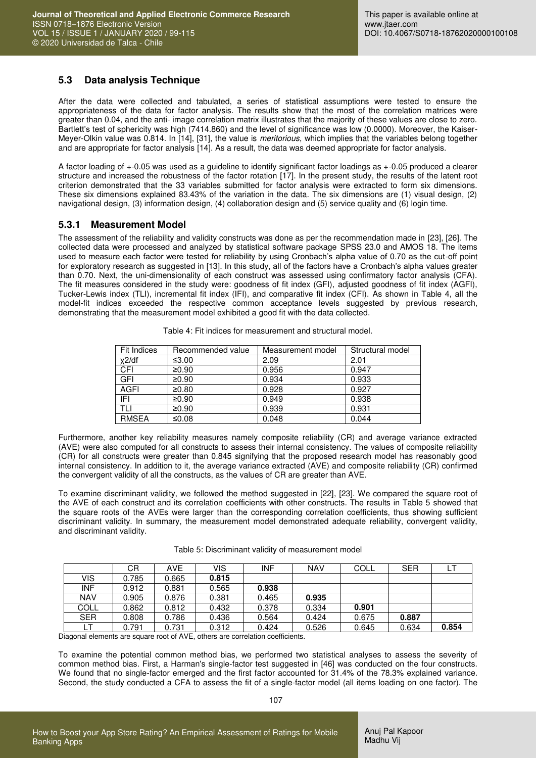## 5.3 Data analysis Technique

After the data were collected and tabulated, a series of statistical assumptions were tested to ensure the appropriateness of the data for factor analysis. The results show that the most of the correlation matrices were greater than 0.04, and the anti- image correlation matrix illustrates that the majority of these values are close to zero. Bartlett's test of sphericity was high (7414.860) and the level of significance was low (0.0000). Moreover, the Kaiser-Meyer-Olkin value was 0.814. In [14], [31], the value is *meritorious*, which implies that the variables belong together and are appropriate for factor analysis [14]. As a result, the data was deemed appropriate for factor analysis.

A factor loading of +-0.05 was used as a guideline to identify significant factor loadings as +-0.05 produced a clearer structure and increased the robustness of the factor rotation [17]. In the present study, the results of the latent root criterion demonstrated that the 33 variables submitted for factor analysis were extracted to form six dimensions. These six dimensions explained 83.43% of the variation in the data. The six dimensions are (1) visual design, (2) navigational design, (3) information design, (4) collaboration design and (5) service quality and (6) login time.

### 5.3.1 Measurement Model

The assessment of the reliability and validity constructs was done as per the recommendation made in [23], [26]. The collected data were processed and analyzed by statistical software package SPSS 23.0 and AMOS 18. The items used to measure each factor were tested for reliability by using Cronbach's alpha value of 0.70 as the cut-off point for exploratory research as suggested in [13]. In this study, all of the factors have a Cronbach's alpha values greater than 0.70. Next, the uni-dimensionality of each construct was assessed using confirmatory factor analysis (CFA). The fit measures considered in the study were: goodness of fit index (GFI), adjusted goodness of fit index (AGFI), Tucker-Lewis index (TLI), incremental fit index (IFI), and comparative fit index (CFI). As shown in Table 4, all the model-fit indices exceeded the respective common acceptance levels suggested by previous research, demonstrating that the measurement model exhibited a good fit with the data collected.

Table 4: Fit indices for measurement and structural model.

| Fit Indices | Recommended value | Measurement model | Structural model |
|---|---|---|---|
| $\chi^2/df$ | ≤3.00 | 2.09 | 2.01 |
| CFI | ≥0.90 | 0.956 | 0.947 |
| GFI | ≥0.90 | 0.934 | 0.933 |
| AGFI | ≥0.80 | 0.928 | 0.927 |
| IFI | ≥0.90 | 0.949 | 0.938 |
| TLI | ≥0.90 | 0.939 | 0.931 |
| RMSEA | ≤0.08 | 0.048 | 0.044 |

Furthermore, another key reliability measures namely composite reliability (CR) and average variance extracted (AVE) were also computed for all constructs to assess their internal consistency. The values of composite reliability (CR) for all constructs were greater than 0.845 signifying that the proposed research model has reasonably good internal consistency. In addition to it, the average variance extracted (AVE) and composite reliability (CR) confirmed the convergent validity of all the constructs, as the values of CR are greater than AVE.

To examine discriminant validity, we followed the method suggested in [22], [23]. We compared the square root of the AVE of each construct and its correlation coefficients with other constructs. The results in Table 5 showed that the square roots of the AVEs were larger than the corresponding correlation coefficients, thus showing sufficient discriminant validity. In summary, the measurement model demonstrated adequate reliability, convergent validity, and discriminant validity.

Table 5: Discriminant validity of measurement model

| | CR | AVE | VIS | INF | NAV | COLL | SER | LT |
|---|---|---|---|---|---|---|---|---|
| VIS | 0.785 | 0.665 | **0.815** | | | | | |
| INF | 0.912 | 0.881 | 0.565 | **0.938** | | | | |
| NAV | 0.905 | 0.876 | 0.381 | 0.465 | **0.935** | | | |
| COLL | 0.862 | 0.812 | 0.432 | 0.378 | 0.334 | **0.901** | | |
| SER | 0.808 | 0.786 | 0.436 | 0.564 | 0.424 | 0.675 | **0.887** | |
| LT | 0.791 | 0.731 | 0.312 | 0.424 | 0.526 | 0.645 | 0.634 | **0.854** |

Diagonal elements are square root of AVE, others are correlation coefficients.

To examine the potential common method bias, we performed two statistical analyses to assess the severity of common method bias. First, a Harman's single-factor test suggested in [46] was conducted on the four constructs. We found that no single-factor emerged and the first factor accounted for 31.4% of the 78.3% explained variance. Second, the study conducted a CFA to assess the fit of a single-factor model (all items loading on one factor). The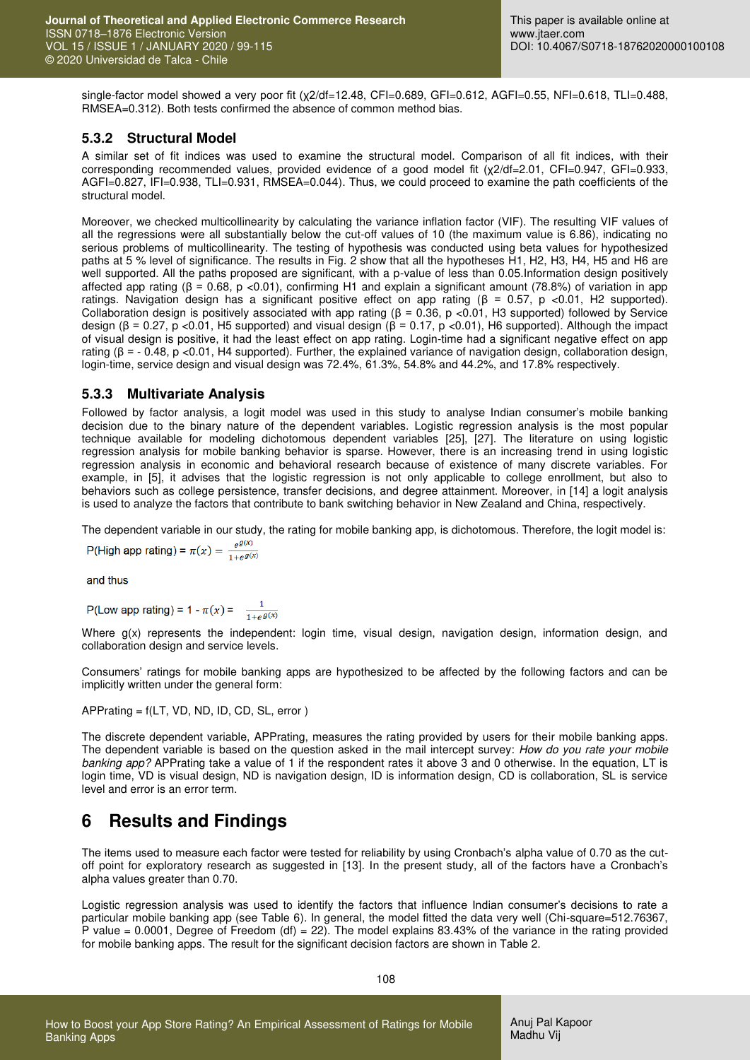single-factor model showed a very poor fit ($\chi 2$/df=12.48, CFI=0.689, GFI=0.612, AGFI=0.55, NFI=0.618, TLI=0.488, RMSEA=0.312). Both tests confirmed the absence of common method bias.

### 5.3.2 Structural Model

A similar set of fit indices was used to examine the structural model. Comparison of all fit indices, with their corresponding recommended values, provided evidence of a good model fit ($\chi 2$/df=2.01, CFI=0.947, GFI=0.933, AGFI=0.827, IFI=0.938, TLI=0.931, RMSEA=0.044). Thus, we could proceed to examine the path coefficients of the structural model.

Moreover, we checked multicollinearity by calculating the variance inflation factor (VIF). The resulting VIF values of all the regressions were all substantially below the cut-off values of 10 (the maximum value is 6.86), indicating no serious problems of multicollinearity. The testing of hypothesis was conducted using beta values for hypothesized paths at 5 % level of significance. The results in Fig. 2 show that all the hypotheses H1, H2, H3, H4, H5 and H6 are well supported. All the paths proposed are significant, with a p-value of less than 0.05.Information design positively affected app rating ($\beta$ = 0.68, p <0.01), confirming H1 and explain a significant amount (78.8%) of variation in app ratings. Navigation design has a significant positive effect on app rating ($\beta$ = 0.57, p <0.01, H2 supported). Collaboration design is positively associated with app rating ($\beta$ = 0.36, p <0.01, H3 supported) followed by Service design ($\beta$ = 0.27, p <0.01, H5 supported) and visual design ($\beta$ = 0.17, p <0.01), H6 supported). Although the impact of visual design is positive, it had the least effect on app rating. Login-time had a significant negative effect on app rating ($\beta$ = - 0.48, p <0.01, H4 supported). Further, the explained variance of navigation design, collaboration design, login-time, service design and visual design was 72.4%, 61.3%, 54.8% and 44.2%, and 17.8% respectively.

### 5.3.3 Multivariate Analysis

Followed by factor analysis, a logit model was used in this study to analyse Indian consumer's mobile banking decision due to the binary nature of the dependent variables. Logistic regression analysis is the most popular technique available for modeling dichotomous dependent variables [25], [27]. The literature on using logistic regression analysis for mobile banking behavior is sparse. However, there is an increasing trend in using logistic regression analysis in economic and behavioral research because of existence of many discrete variables. For example, in [5], it advises that the logistic regression is not only applicable to college enrollment, but also to behaviors such as college persistence, transfer decisions, and degree attainment. Moreover, in [14] a logit analysis is used to analyze the factors that contribute to bank switching behavior in New Zealand and China, respectively.

The dependent variable in our study, the rating for mobile banking app, is dichotomous. Therefore, the logit model is:

$$\text{P(High app rating)} = \pi(x) = \frac{e^{g(x)}}{1+e^{g(x)}}$$

and thus

$$\text{P(Low app rating)} = 1 - \pi(x) = \frac{1}{1+e^{g(x)}}$$

Where g(x) represents the independent: login time, visual design, navigation design, information design, and collaboration design and service levels.

Consumers' ratings for mobile banking apps are hypothesized to be affected by the following factors and can be implicitly written under the general form:

APPrating = f(LT, VD, ND, ID, CD, SL, error )

The discrete dependent variable, APPrating, measures the rating provided by users for their mobile banking apps. The dependent variable is based on the question asked in the mail intercept survey: *How do you rate your mobile banking app?* APPrating take a value of 1 if the respondent rates it above 3 and 0 otherwise. In the equation, LT is login time, VD is visual design, ND is navigation design, ID is information design, CD is collaboration, SL is service level and error is an error term.

# 6 Results and Findings

The items used to measure each factor were tested for reliability by using Cronbach's alpha value of 0.70 as the cut-off point for exploratory research as suggested in [13]. In the present study, all of the factors have a Cronbach's alpha values greater than 0.70.

Logistic regression analysis was used to identify the factors that influence Indian consumer's decisions to rate a particular mobile banking app (see Table 6). In general, the model fitted the data very well (Chi-square=512.76367, P value = 0.0001, Degree of Freedom (df) = 22). The model explains 83.43% of the variance in the rating provided for mobile banking apps. The result for the significant decision factors are shown in Table 2.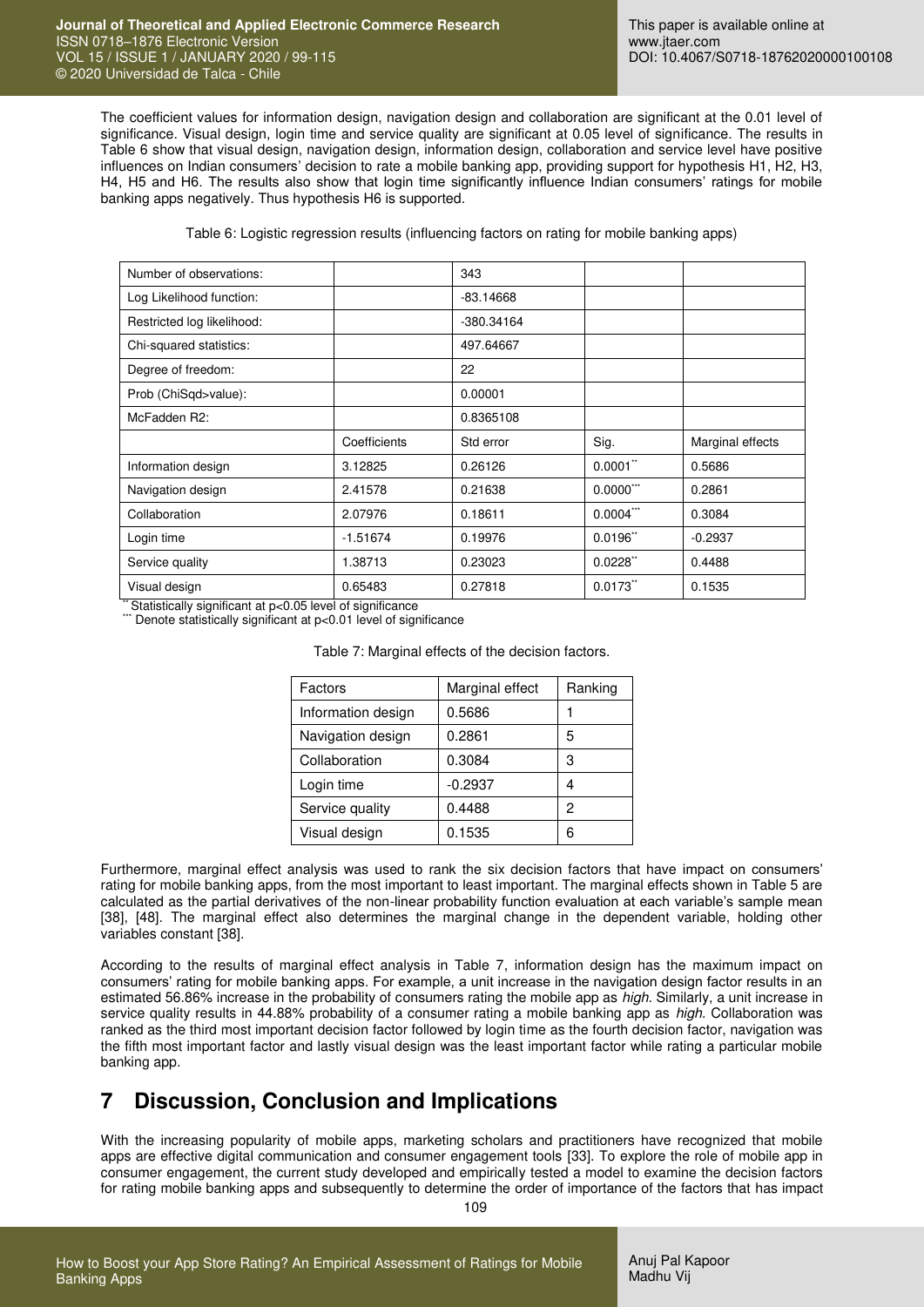The coefficient values for information design, navigation design and collaboration are significant at the 0.01 level of significance. Visual design, login time and service quality are significant at 0.05 level of significance. The results in Table 6 show that visual design, navigation design, information design, collaboration and service level have positive influences on Indian consumers' decision to rate a mobile banking app, providing support for hypothesis H1, H2, H3, H4, H5 and H6. The results also show that login time significantly influence Indian consumers' ratings for mobile banking apps negatively. Thus hypothesis H6 is supported.

Table 6: Logistic regression results (influencing factors on rating for mobile banking apps)

| Number of observations: | | 343 | | |
|---|---|---|---|---|
| Log Likelihood function: | | -83.14668 | | |
| Restricted log likelihood: | | -380.34164 | | |
| Chi-squared statistics: | | 497.64667 | | |
| Degree of freedom: | | 22 | | |
| Prob (ChiSqd>value): | | 0.00001 | | |
| McFadden R2: | | 0.8365108 | | |
| | Coefficients | Std error | Sig. | Marginal effects |
| Information design | 3.12825 | 0.26126 | 0.0001** | 0.5686 |
| Navigation design | 2.41578 | 0.21638 | 0.0000*** | 0.2861 |
| Collaboration | 2.07976 | 0.18611 | 0.0004*** | 0.3084 |
| Login time | -1.51674 | 0.19976 | 0.0196** | -0.2937 |
| Service quality | 1.38713 | 0.23023 | 0.0228** | 0.4488 |
| Visual design | 0.65483 | 0.27818 | 0.0173** | 0.1535 |

** Statistically significant at p<0.05 level of significance
*** Denote statistically significant at p<0.01 level of significance

Table 7: Marginal effects of the decision factors.

| Factors | Marginal effect | Ranking |
|---|---|---|
| Information design | 0.5686 | 1 |
| Navigation design | 0.2861 | 5 |
| Collaboration | 0.3084 | 3 |
| Login time | -0.2937 | 4 |
| Service quality | 0.4488 | 2 |
| Visual design | 0.1535 | 6 |

Furthermore, marginal effect analysis was used to rank the six decision factors that have impact on consumers' rating for mobile banking apps, from the most important to least important. The marginal effects shown in Table 5 are calculated as the partial derivatives of the non-linear probability function evaluation at each variable's sample mean [38], [48]. The marginal effect also determines the marginal change in the dependent variable, holding other variables constant [38].

According to the results of marginal effect analysis in Table 7, information design has the maximum impact on consumers' rating for mobile banking apps. For example, a unit increase in the navigation design factor results in an estimated 56.86% increase in the probability of consumers rating the mobile app as *high*. Similarly, a unit increase in service quality results in 44.88% probability of a consumer rating a mobile banking app as *high*. Collaboration was ranked as the third most important decision factor followed by login time as the fourth decision factor, navigation was the fifth most important factor and lastly visual design was the least important factor while rating a particular mobile banking app.

# 7 Discussion, Conclusion and Implications

With the increasing popularity of mobile apps, marketing scholars and practitioners have recognized that mobile apps are effective digital communication and consumer engagement tools [33]. To explore the role of mobile app in consumer engagement, the current study developed and empirically tested a model to examine the decision factors for rating mobile banking apps and subsequently to determine the order of importance of the factors that has impact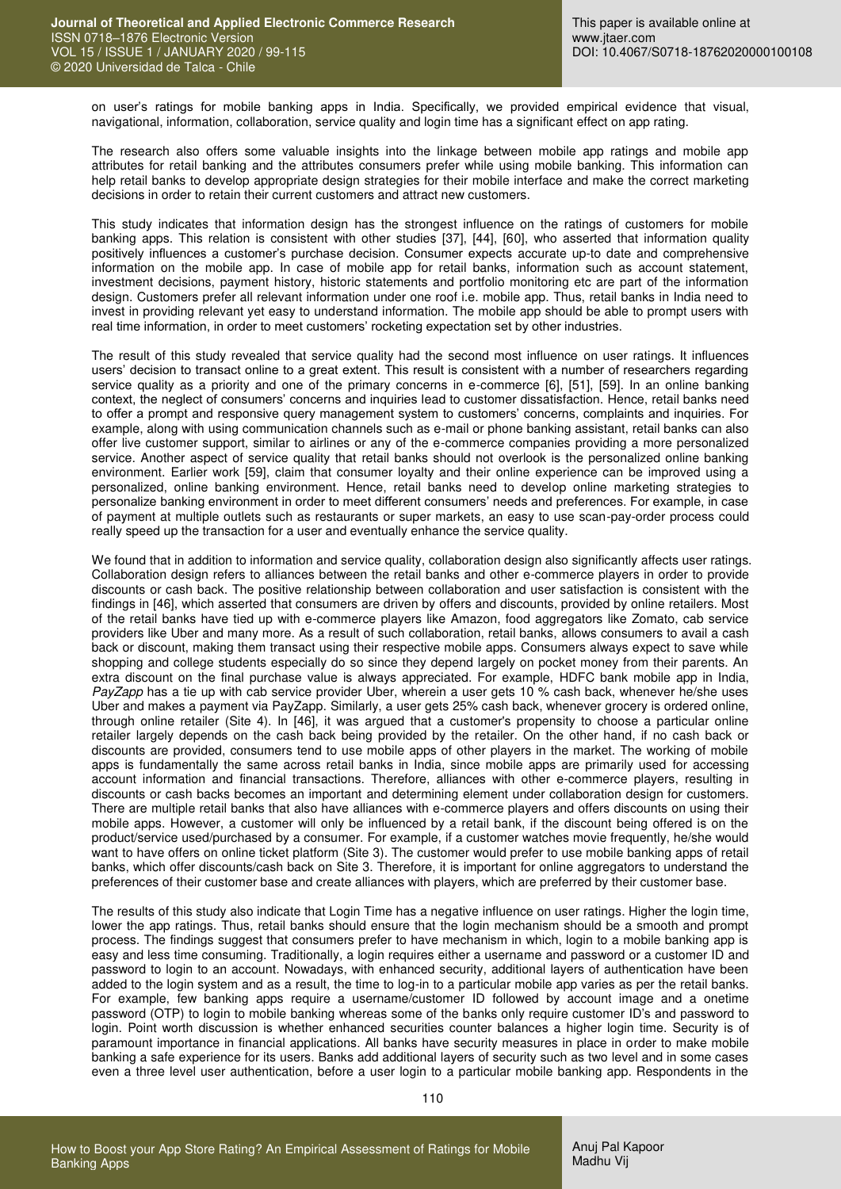on user's ratings for mobile banking apps in India. Specifically, we provided empirical evidence that visual, navigational, information, collaboration, service quality and login time has a significant effect on app rating.

The research also offers some valuable insights into the linkage between mobile app ratings and mobile app attributes for retail banking and the attributes consumers prefer while using mobile banking. This information can help retail banks to develop appropriate design strategies for their mobile interface and make the correct marketing decisions in order to retain their current customers and attract new customers.

This study indicates that information design has the strongest influence on the ratings of customers for mobile banking apps. This relation is consistent with other studies [37], [44], [60], who asserted that information quality positively influences a customer's purchase decision. Consumer expects accurate up-to date and comprehensive information on the mobile app. In case of mobile app for retail banks, information such as account statement, investment decisions, payment history, historic statements and portfolio monitoring etc are part of the information design. Customers prefer all relevant information under one roof i.e. mobile app. Thus, retail banks in India need to invest in providing relevant yet easy to understand information. The mobile app should be able to prompt users with real time information, in order to meet customers' rocketing expectation set by other industries.

The result of this study revealed that service quality had the second most influence on user ratings. It influences users' decision to transact online to a great extent. This result is consistent with a number of researchers regarding service quality as a priority and one of the primary concerns in e-commerce [6], [51], [59]. In an online banking context, the neglect of consumers' concerns and inquiries lead to customer dissatisfaction. Hence, retail banks need to offer a prompt and responsive query management system to customers' concerns, complaints and inquiries. For example, along with using communication channels such as e-mail or phone banking assistant, retail banks can also offer live customer support, similar to airlines or any of the e-commerce companies providing a more personalized service. Another aspect of service quality that retail banks should not overlook is the personalized online banking environment. Earlier work [59], claim that consumer loyalty and their online experience can be improved using a personalized, online banking environment. Hence, retail banks need to develop online marketing strategies to personalize banking environment in order to meet different consumers' needs and preferences. For example, in case of payment at multiple outlets such as restaurants or super markets, an easy to use scan-pay-order process could really speed up the transaction for a user and eventually enhance the service quality.

We found that in addition to information and service quality, collaboration design also significantly affects user ratings. Collaboration design refers to alliances between the retail banks and other e-commerce players in order to provide discounts or cash back. The positive relationship between collaboration and user satisfaction is consistent with the findings in [46], which asserted that consumers are driven by offers and discounts, provided by online retailers. Most of the retail banks have tied up with e-commerce players like Amazon, food aggregators like Zomato, cab service providers like Uber and many more. As a result of such collaboration, retail banks, allows consumers to avail a cash back or discount, making them transact using their respective mobile apps. Consumers always expect to save while shopping and college students especially do so since they depend largely on pocket money from their parents. An extra discount on the final purchase value is always appreciated. For example, HDFC bank mobile app in India, *PayZapp* has a tie up with cab service provider Uber, wherein a user gets 10 % cash back, whenever he/she uses Uber and makes a payment via PayZapp. Similarly, a user gets 25% cash back, whenever grocery is ordered online, through online retailer (Site 4). In [46], it was argued that a customer's propensity to choose a particular online retailer largely depends on the cash back being provided by the retailer. On the other hand, if no cash back or discounts are provided, consumers tend to use mobile apps of other players in the market. The working of mobile apps is fundamentally the same across retail banks in India, since mobile apps are primarily used for accessing account information and financial transactions. Therefore, alliances with other e-commerce players, resulting in discounts or cash backs becomes an important and determining element under collaboration design for customers. There are multiple retail banks that also have alliances with e-commerce players and offers discounts on using their mobile apps. However, a customer will only be influenced by a retail bank, if the discount being offered is on the product/service used/purchased by a consumer. For example, if a customer watches movie frequently, he/she would want to have offers on online ticket platform (Site 3). The customer would prefer to use mobile banking apps of retail banks, which offer discounts/cash back on Site 3. Therefore, it is important for online aggregators to understand the preferences of their customer base and create alliances with players, which are preferred by their customer base.

The results of this study also indicate that Login Time has a negative influence on user ratings. Higher the login time, lower the app ratings. Thus, retail banks should ensure that the login mechanism should be a smooth and prompt process. The findings suggest that consumers prefer to have mechanism in which, login to a mobile banking app is easy and less time consuming. Traditionally, a login requires either a username and password or a customer ID and password to login to an account. Nowadays, with enhanced security, additional layers of authentication have been added to the login system and as a result, the time to log-in to a particular mobile app varies as per the retail banks. For example, few banking apps require a username/customer ID followed by account image and a onetime password (OTP) to login to mobile banking whereas some of the banks only require customer ID's and password to login. Point worth discussion is whether enhanced securities counter balances a higher login time. Security is of paramount importance in financial applications. All banks have security measures in place in order to make mobile banking a safe experience for its users. Banks add additional layers of security such as two level and in some cases even a three level user authentication, before a user login to a particular mobile banking app. Respondents in the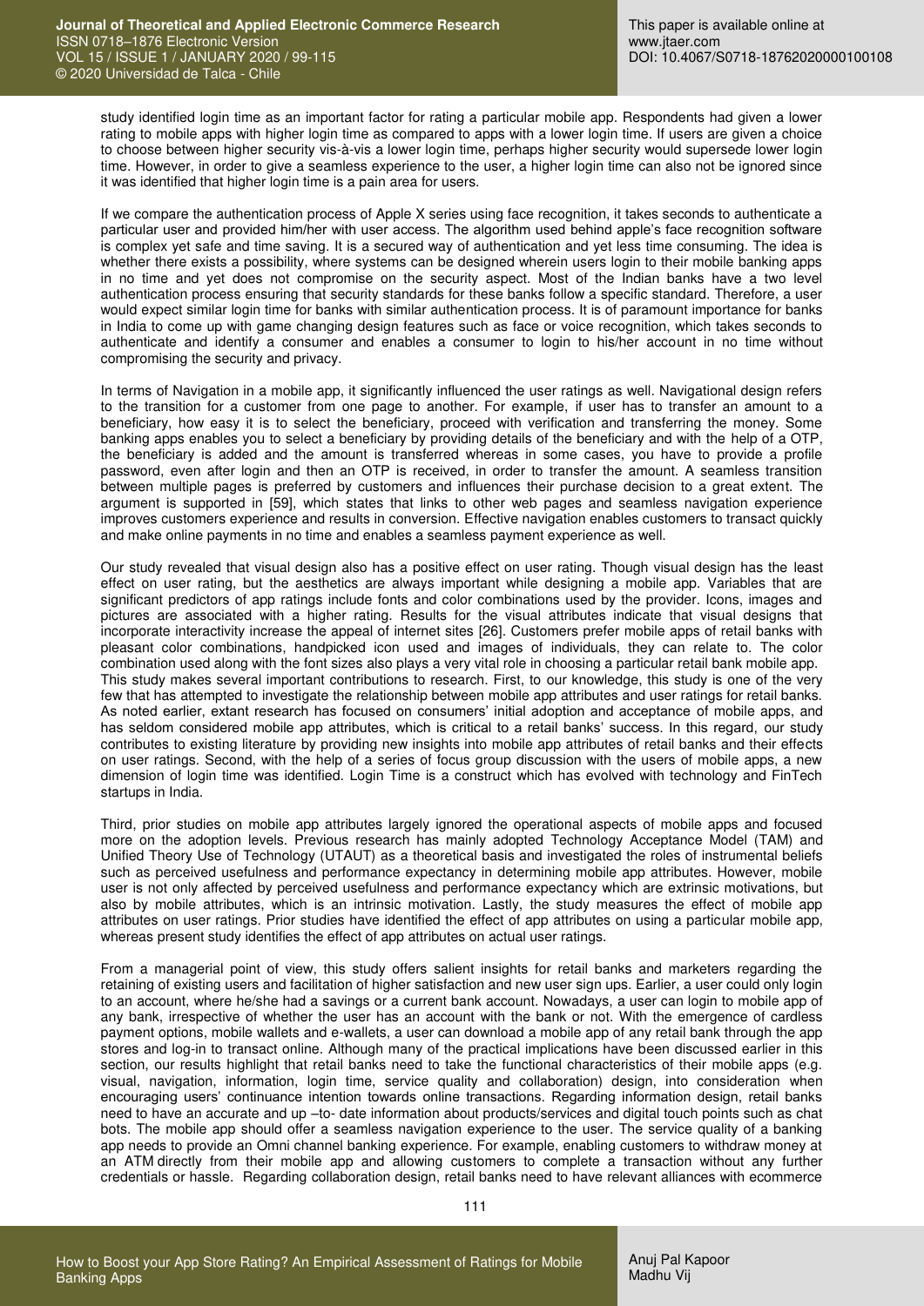study identified login time as an important factor for rating a particular mobile app. Respondents had given a lower rating to mobile apps with higher login time as compared to apps with a lower login time. If users are given a choice to choose between higher security vis-à-vis a lower login time, perhaps higher security would supersede lower login time. However, in order to give a seamless experience to the user, a higher login time can also not be ignored since it was identified that higher login time is a pain area for users.

If we compare the authentication process of Apple X series using face recognition, it takes seconds to authenticate a particular user and provided him/her with user access. The algorithm used behind apple's face recognition software is complex yet safe and time saving. It is a secured way of authentication and yet less time consuming. The idea is whether there exists a possibility, where systems can be designed wherein users login to their mobile banking apps in no time and yet does not compromise on the security aspect. Most of the Indian banks have a two level authentication process ensuring that security standards for these banks follow a specific standard. Therefore, a user would expect similar login time for banks with similar authentication process. It is of paramount importance for banks in India to come up with game changing design features such as face or voice recognition, which takes seconds to authenticate and identify a consumer and enables a consumer to login to his/her account in no time without compromising the security and privacy.

In terms of Navigation in a mobile app, it significantly influenced the user ratings as well. Navigational design refers to the transition for a customer from one page to another. For example, if user has to transfer an amount to a beneficiary, how easy it is to select the beneficiary, proceed with verification and transferring the money. Some banking apps enables you to select a beneficiary by providing details of the beneficiary and with the help of a OTP, the beneficiary is added and the amount is transferred whereas in some cases, you have to provide a profile password, even after login and then an OTP is received, in order to transfer the amount. A seamless transition between multiple pages is preferred by customers and influences their purchase decision to a great extent. The argument is supported in [59], which states that links to other web pages and seamless navigation experience improves customers experience and results in conversion. Effective navigation enables customers to transact quickly and make online payments in no time and enables a seamless payment experience as well.

Our study revealed that visual design also has a positive effect on user rating. Though visual design has the least effect on user rating, but the aesthetics are always important while designing a mobile app. Variables that are significant predictors of app ratings include fonts and color combinations used by the provider. Icons, images and pictures are associated with a higher rating. Results for the visual attributes indicate that visual designs that incorporate interactivity increase the appeal of internet sites [26]. Customers prefer mobile apps of retail banks with pleasant color combinations, handpicked icon used and images of individuals, they can relate to. The color combination used along with the font sizes also plays a very vital role in choosing a particular retail bank mobile app.
This study makes several important contributions to research. First, to our knowledge, this study is one of the very few that has attempted to investigate the relationship between mobile app attributes and user ratings for retail banks. As noted earlier, extant research has focused on consumers' initial adoption and acceptance of mobile apps, and has seldom considered mobile app attributes, which is critical to a retail banks' success. In this regard, our study contributes to existing literature by providing new insights into mobile app attributes of retail banks and their effects on user ratings. Second, with the help of a series of focus group discussion with the users of mobile apps, a new dimension of login time was identified. Login Time is a construct which has evolved with technology and FinTech startups in India.

Third, prior studies on mobile app attributes largely ignored the operational aspects of mobile apps and focused more on the adoption levels. Previous research has mainly adopted Technology Acceptance Model (TAM) and Unified Theory Use of Technology (UTAUT) as a theoretical basis and investigated the roles of instrumental beliefs such as perceived usefulness and performance expectancy in determining mobile app attributes. However, mobile user is not only affected by perceived usefulness and performance expectancy which are extrinsic motivations, but also by mobile attributes, which is an intrinsic motivation. Lastly, the study measures the effect of mobile app attributes on user ratings. Prior studies have identified the effect of app attributes on using a particular mobile app, whereas present study identifies the effect of app attributes on actual user ratings.

From a managerial point of view, this study offers salient insights for retail banks and marketers regarding the retaining of existing users and facilitation of higher satisfaction and new user sign ups. Earlier, a user could only login to an account, where he/she had a savings or a current bank account. Nowadays, a user can login to mobile app of any bank, irrespective of whether the user has an account with the bank or not. With the emergence of cardless payment options, mobile wallets and e-wallets, a user can download a mobile app of any retail bank through the app stores and log-in to transact online. Although many of the practical implications have been discussed earlier in this section, our results highlight that retail banks need to take the functional characteristics of their mobile apps (e.g. visual, navigation, information, login time, service quality and collaboration) design, into consideration when encouraging users' continuance intention towards online transactions. Regarding information design, retail banks need to have an accurate and up –to- date information about products/services and digital touch points such as chat bots. The mobile app should offer a seamless navigation experience to the user. The service quality of a banking app needs to provide an Omni channel banking experience. For example, enabling customers to withdraw money at an ATM directly from their mobile app and allowing customers to complete a transaction without any further credentials or hassle. Regarding collaboration design, retail banks need to have relevant alliances with ecommerce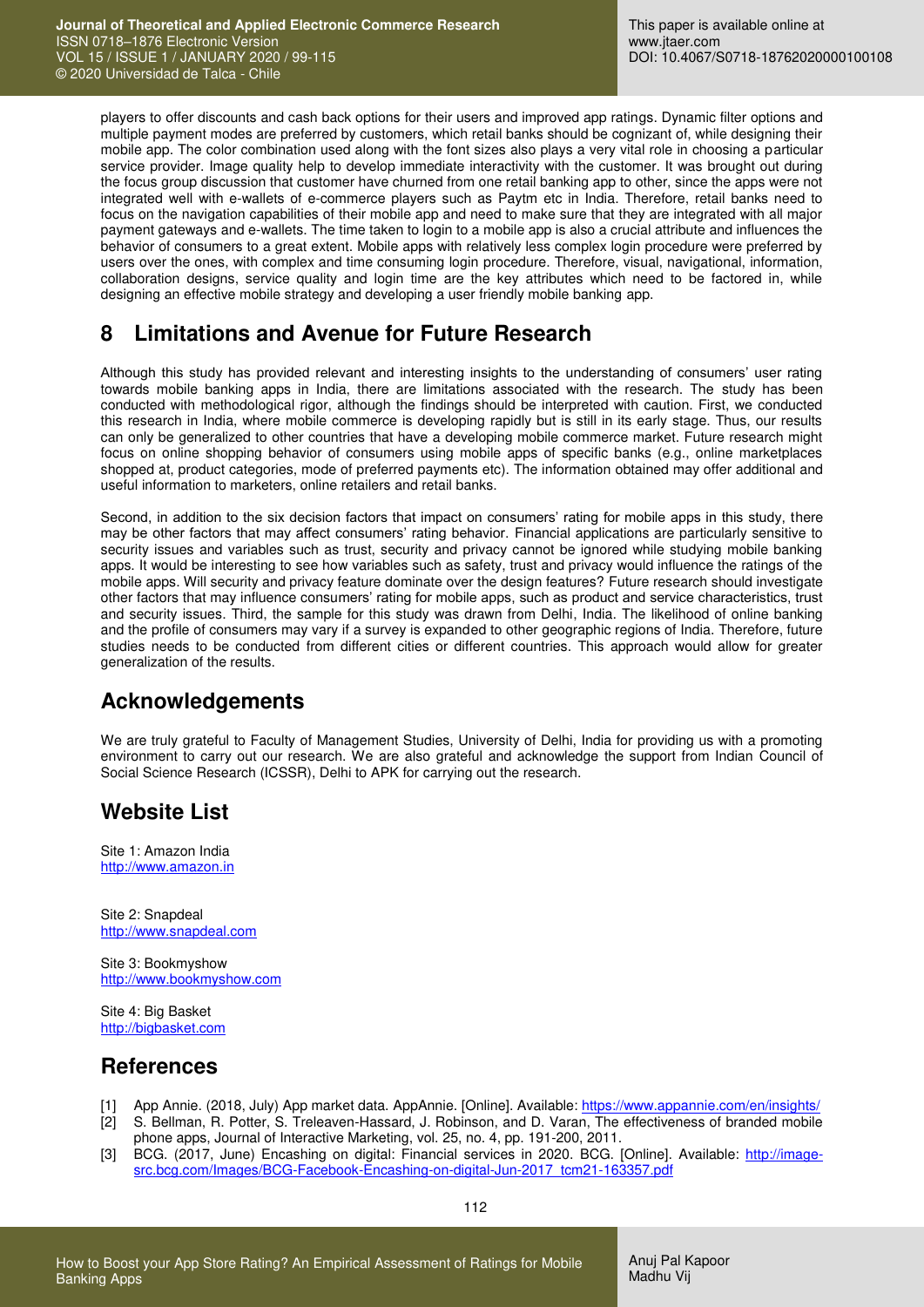players to offer discounts and cash back options for their users and improved app ratings. Dynamic filter options and multiple payment modes are preferred by customers, which retail banks should be cognizant of, while designing their mobile app. The color combination used along with the font sizes also plays a very vital role in choosing a particular service provider. Image quality help to develop immediate interactivity with the customer. It was brought out during the focus group discussion that customer have churned from one retail banking app to other, since the apps were not integrated well with e-wallets of e-commerce players such as Paytm etc in India. Therefore, retail banks need to focus on the navigation capabilities of their mobile app and need to make sure that they are integrated with all major payment gateways and e-wallets. The time taken to login to a mobile app is also a crucial attribute and influences the behavior of consumers to a great extent. Mobile apps with relatively less complex login procedure were preferred by users over the ones, with complex and time consuming login procedure. Therefore, visual, navigational, information, collaboration designs, service quality and login time are the key attributes which need to be factored in, while designing an effective mobile strategy and developing a user friendly mobile banking app.

## 8 Limitations and Avenue for Future Research

Although this study has provided relevant and interesting insights to the understanding of consumers' user rating towards mobile banking apps in India, there are limitations associated with the research. The study has been conducted with methodological rigor, although the findings should be interpreted with caution. First, we conducted this research in India, where mobile commerce is developing rapidly but is still in its early stage. Thus, our results can only be generalized to other countries that have a developing mobile commerce market. Future research might focus on online shopping behavior of consumers using mobile apps of specific banks (e.g., online marketplaces shopped at, product categories, mode of preferred payments etc). The information obtained may offer additional and useful information to marketers, online retailers and retail banks.

Second, in addition to the six decision factors that impact on consumers' rating for mobile apps in this study, there may be other factors that may affect consumers' rating behavior. Financial applications are particularly sensitive to security issues and variables such as trust, security and privacy cannot be ignored while studying mobile banking apps. It would be interesting to see how variables such as safety, trust and privacy would influence the ratings of the mobile apps. Will security and privacy feature dominate over the design features? Future research should investigate other factors that may influence consumers' rating for mobile apps, such as product and service characteristics, trust and security issues. Third, the sample for this study was drawn from Delhi, India. The likelihood of online banking and the profile of consumers may vary if a survey is expanded to other geographic regions of India. Therefore, future studies needs to be conducted from different cities or different countries. This approach would allow for greater generalization of the results.

## Acknowledgements

We are truly grateful to Faculty of Management Studies, University of Delhi, India for providing us with a promoting environment to carry out our research. We are also grateful and acknowledge the support from Indian Council of Social Science Research (ICSSR), Delhi to APK for carrying out the research.

## Website List

Site 1: Amazon India
http://www.amazon.in

Site 2: Snapdeal
http://www.snapdeal.com

Site 3: Bookmyshow
http://www.bookmyshow.com

Site 4: Big Basket
http://bigbasket.com

## References

[1] App Annie. (2018, July) App market data. AppAnnie. [Online]. Available: https://www.appannie.com/en/insights/

[2] S. Bellman, R. Potter, S. Treleaven-Hassard, J. Robinson, and D. Varan, The effectiveness of branded mobile phone apps, Journal of Interactive Marketing, vol. 25, no. 4, pp. 191-200, 2011.

[3] BCG. (2017, June) Encashing on digital: Financial services in 2020. BCG. [Online]. Available: http://image-src.bcg.com/Images/BCG-Facebook-Encashing-on-digital-Jun-2017_tcm21-163357.pdf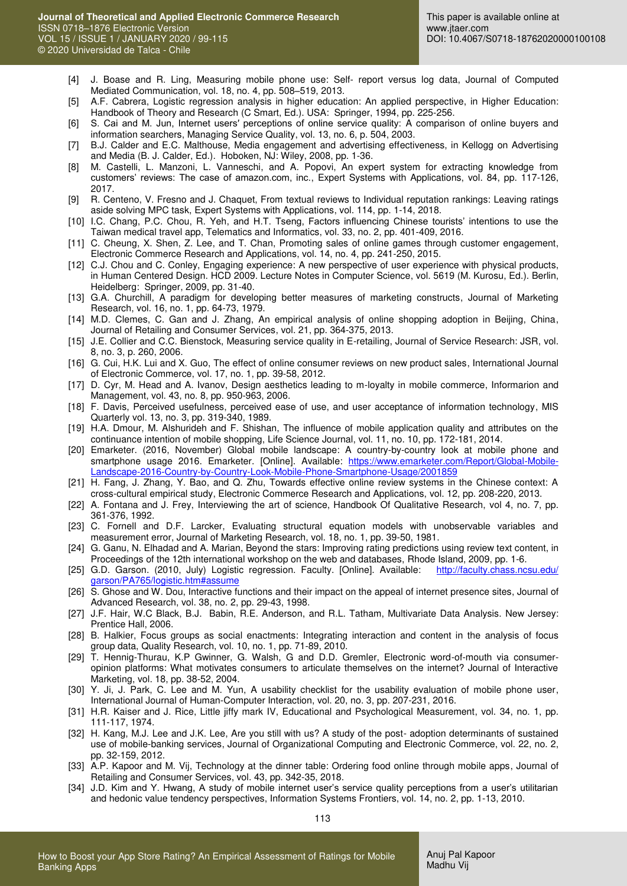[4] J. Boase and R. Ling, Measuring mobile phone use: Self- report versus log data, Journal of Computed Mediated Communication, vol. 18, no. 4, pp. 508–519, 2013.

[5] A.F. Cabrera, Logistic regression analysis in higher education: An applied perspective, in Higher Education: Handbook of Theory and Research (C Smart, Ed.). USA: Springer, 1994, pp. 225-256.

[6] S. Cai and M. Jun, Internet users′ perceptions of online service quality: A comparison of online buyers and information searchers, Managing Service Quality, vol. 13, no. 6, p. 504, 2003.

[7] B.J. Calder and E.C. Malthouse, Media engagement and advertising effectiveness, in Kellogg on Advertising and Media (B. J. Calder, Ed.). Hoboken, NJ: Wiley, 2008, pp. 1-36.

[8] M. Castelli, L. Manzoni, L. Vanneschi, and A. Popovi, An expert system for extracting knowledge from customers' reviews: The case of amazon.com, inc., Expert Systems with Applications, vol. 84, pp. 117-126, 2017.

[9] R. Centeno, V. Fresno and J. Chaquet, From textual reviews to Individual reputation rankings: Leaving ratings aside solving MPC task, Expert Systems with Applications, vol. 114, pp. 1-14, 2018.

[10] I.C. Chang, P.C. Chou, R. Yeh, and H.T. Tseng, Factors influencing Chinese tourists' intentions to use the Taiwan medical travel app, Telematics and Informatics, vol. 33, no. 2, pp. 401-409, 2016.

[11] C. Cheung, X. Shen, Z. Lee, and T. Chan, Promoting sales of online games through customer engagement, Electronic Commerce Research and Applications, vol. 14, no. 4, pp. 241-250, 2015.

[12] C.J. Chou and C. Conley, Engaging experience: A new perspective of user experience with physical products, in Human Centered Design. HCD 2009. Lecture Notes in Computer Science, vol. 5619 (M. Kurosu, Ed.). Berlin, Heidelberg: Springer, 2009, pp. 31-40.

[13] G.A. Churchill, A paradigm for developing better measures of marketing constructs, Journal of Marketing Research, vol. 16, no. 1, pp. 64-73, 1979.

[14] M.D. Clemes, C. Gan and J. Zhang, An empirical analysis of online shopping adoption in Beijing, China, Journal of Retailing and Consumer Services, vol. 21, pp. 364-375, 2013.

[15] J.E. Collier and C.C. Bienstock, Measuring service quality in E-retailing, Journal of Service Research: JSR, vol. 8, no. 3, p. 260, 2006.

[16] G. Cui, H.K. Lui and X. Guo, The effect of online consumer reviews on new product sales, International Journal of Electronic Commerce, vol. 17, no. 1, pp. 39-58, 2012.

[17] D. Cyr, M. Head and A. Ivanov, Design aesthetics leading to m-loyalty in mobile commerce, Informarion and Management, vol. 43, no. 8, pp. 950-963, 2006.

[18] F. Davis, Perceived usefulness, perceived ease of use, and user acceptance of information technology, MIS Quarterly vol. 13, no. 3, pp. 319-340, 1989.

[19] H.A. Dmour, M. Alshurideh and F. Shishan, The influence of mobile application quality and attributes on the continuance intention of mobile shopping, Life Science Journal, vol. 11, no. 10, pp. 172-181, 2014.

[20] Emarketer. (2016, November) Global mobile landscape: A country-by-country look at mobile phone and smartphone usage 2016. Emarketer. [Online]. Available: https://www.emarketer.com/Report/Global-Mobile-Landscape-2016-Country-by-Country-Look-Mobile-Phone-Smartphone-Usage/2001859

[21] H. Fang, J. Zhang, Y. Bao, and Q. Zhu, Towards effective online review systems in the Chinese context: A cross-cultural empirical study, Electronic Commerce Research and Applications, vol. 12, pp. 208-220, 2013.

[22] A. Fontana and J. Frey, Interviewing the art of science, Handbook Of Qualitative Research, vol 4, no. 7, pp. 361-376, 1992.

[23] C. Fornell and D.F. Larcker, Evaluating structural equation models with unobservable variables and measurement error, Journal of Marketing Research, vol. 18, no. 1, pp. 39-50, 1981.

[24] G. Ganu, N. Elhadad and A. Marian, Beyond the stars: Improving rating predictions using review text content, in Proceedings of the 12th international workshop on the web and databases, Rhode Island, 2009, pp. 1-6.

[25] G.D. Garson. (2010, July) Logistic regression. Faculty. [Online]. Available: http://faculty.chass.ncsu.edu/garson/PA765/logistic.htm#assume

[26] S. Ghose and W. Dou, Interactive functions and their impact on the appeal of internet presence sites, Journal of Advanced Research, vol. 38, no. 2, pp. 29-43, 1998.

[27] J.F. Hair, W.C Black, B.J. Babin, R.E. Anderson, and R.L. Tatham, Multivariate Data Analysis. New Jersey: Prentice Hall, 2006.

[28] B. Halkier, Focus groups as social enactments: Integrating interaction and content in the analysis of focus group data, Quality Research, vol. 10, no. 1, pp. 71-89, 2010.

[29] T. Hennig-Thurau, K.P Gwinner, G. Walsh, G and D.D. Gremler, Electronic word-of-mouth via consumer-opinion platforms: What motivates consumers to articulate themselves on the internet? Journal of Interactive Marketing, vol. 18, pp. 38-52, 2004.

[30] Y. Ji, J. Park, C. Lee and M. Yun, A usability checklist for the usability evaluation of mobile phone user, International Journal of Human-Computer Interaction, vol. 20, no. 3, pp. 207-231, 2016.

[31] H.R. Kaiser and J. Rice, Little jiffy mark IV, Educational and Psychological Measurement, vol. 34, no. 1, pp. 111-117, 1974.

[32] H. Kang, M.J. Lee and J.K. Lee, Are you still with us? A study of the post- adoption determinants of sustained use of mobile-banking services, Journal of Organizational Computing and Electronic Commerce, vol. 22, no. 2, pp. 32-159, 2012.

[33] A.P. Kapoor and M. Vij, Technology at the dinner table: Ordering food online through mobile apps, Journal of Retailing and Consumer Services, vol. 43, pp. 342-35, 2018.

[34] J.D. Kim and Y. Hwang, A study of mobile internet user's service quality perceptions from a user's utilitarian and hedonic value tendency perspectives, Information Systems Frontiers, vol. 14, no. 2, pp. 1-13, 2010.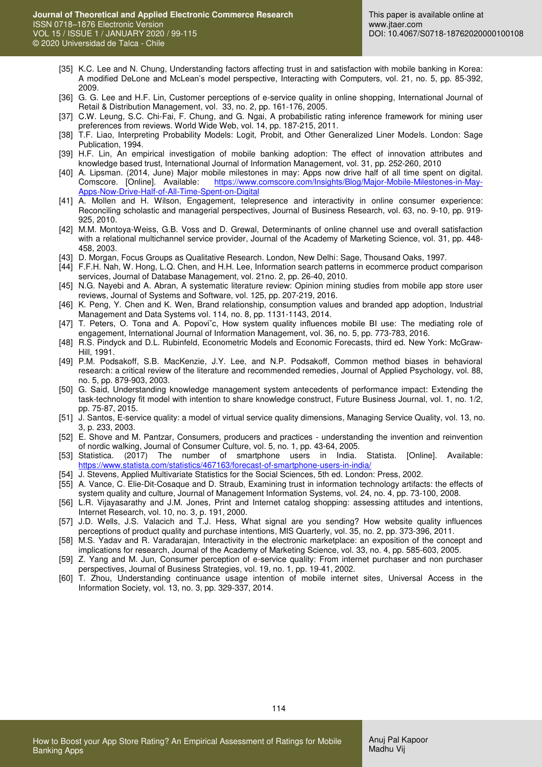[35] K.C. Lee and N. Chung, Understanding factors affecting trust in and satisfaction with mobile banking in Korea: A modified DeLone and McLean's model perspective, Interacting with Computers, vol. 21, no. 5, pp. 85-392, 2009.

[36] G. G. Lee and H.F. Lin, Customer perceptions of e-service quality in online shopping, International Journal of Retail & Distribution Management, vol. 33, no. 2, pp. 161-176, 2005.

[37] C.W. Leung, S.C. Chi-Fai, F. Chung, and G. Ngai, A probabilistic rating inference framework for mining user preferences from reviews. World Wide Web, vol. 14, pp. 187-215, 2011.

[38] T.F. Liao, Interpreting Probability Models: Logit, Probit, and Other Generalized Liner Models. London: Sage Publication, 1994.

[39] H.F. Lin, An empirical investigation of mobile banking adoption: The effect of innovation attributes and knowledge based trust, International Journal of Information Management, vol. 31, pp. 252-260, 2010

[40] A. Lipsman. (2014, June) Major mobile milestones in may: Apps now drive half of all time spent on digital. Comscore. [Online]. Available: https://www.comscore.com/Insights/Blog/Major-Mobile-Milestones-in-May-Apps-Now-Drive-Half-of-All-Time-Spent-on-Digital

[41] A. Mollen and H. Wilson, Engagement, telepresence and interactivity in online consumer experience: Reconciling scholastic and managerial perspectives, Journal of Business Research, vol. 63, no. 9-10, pp. 919-925, 2010.

[42] M.M. Montoya-Weiss, G.B. Voss and D. Grewal, Determinants of online channel use and overall satisfaction with a relational multichannel service provider, Journal of the Academy of Marketing Science, vol. 31, pp. 448-458, 2003.

[43] D. Morgan, Focus Groups as Qualitative Research. London, New Delhi: Sage, Thousand Oaks, 1997.

[44] F.F.H. Nah, W. Hong, L.Q. Chen, and H.H. Lee, Information search patterns in ecommerce product comparison services, Journal of Database Management, vol. 21no. 2, pp. 26-40, 2010.

[45] N.G. Nayebi and A. Abran, A systematic literature review: Opinion mining studies from mobile app store user reviews, Journal of Systems and Software, vol. 125, pp. 207-219, 2016.

[46] K. Peng, Y. Chen and K. Wen, Brand relationship, consumption values and branded app adoption, Industrial Management and Data Systems vol. 114, no. 8, pp. 1131-1143, 2014.

[47] T. Peters, O. Tona and A. Popovi˘c, How system quality influences mobile BI use: The mediating role of engagement, International Journal of Information Management, vol. 36, no. 5, pp. 773-783, 2016.

[48] R.S. Pindyck and D.L. Rubinfeld, Econometric Models and Economic Forecasts, third ed. New York: McGraw-Hill, 1991.

[49] P.M. Podsakoff, S.B. MacKenzie, J.Y. Lee, and N.P. Podsakoff, Common method biases in behavioral research: a critical review of the literature and recommended remedies, Journal of Applied Psychology, vol. 88, no. 5, pp. 879-903, 2003.

[50] G. Said, Understanding knowledge management system antecedents of performance impact: Extending the task-technology fit model with intention to share knowledge construct, Future Business Journal, vol. 1, no. 1/2, pp. 75-87, 2015.

[51] J. Santos, E-service quality: a model of virtual service quality dimensions, Managing Service Quality, vol. 13, no. 3, p. 233, 2003.

[52] E. Shove and M. Pantzar, Consumers, producers and practices - understanding the invention and reinvention of nordic walking, Journal of Consumer Culture, vol. 5, no. 1, pp. 43-64, 2005.

[53] Statistica. (2017) The number of smartphone users in India. Statista. [Online]. Available: https://www.statista.com/statistics/467163/forecast-of-smartphone-users-in-india/

[54] J. Stevens, Applied Multivariate Statistics for the Social Sciences, 5th ed. London: Press, 2002.

[55] A. Vance, C. Elie-Dit-Cosaque and D. Straub, Examining trust in information technology artifacts: the effects of system quality and culture, Journal of Management Information Systems, vol. 24, no. 4, pp. 73-100, 2008.

[56] L.R. Vijayasarathy and J.M. Jones, Print and Internet catalog shopping: assessing attitudes and intentions, Internet Research, vol. 10, no. 3, p. 191, 2000.

[57] J.D. Wells, J.S. Valacich and T.J. Hess, What signal are you sending? How website quality influences perceptions of product quality and purchase intentions, MIS Quarterly, vol. 35, no. 2, pp. 373-396, 2011.

[58] M.S. Yadav and R. Varadarajan, Interactivity in the electronic marketplace: an exposition of the concept and implications for research, Journal of the Academy of Marketing Science, vol. 33, no. 4, pp. 585-603, 2005.

[59] Z. Yang and M. Jun, Consumer perception of e-service quality: From internet purchaser and non purchaser perspectives, Journal of Business Strategies, vol. 19, no. 1, pp. 19-41, 2002.

[60] T. Zhou, Understanding continuance usage intention of mobile internet sites, Universal Access in the Information Society, vol. 13, no. 3, pp. 329-337, 2014.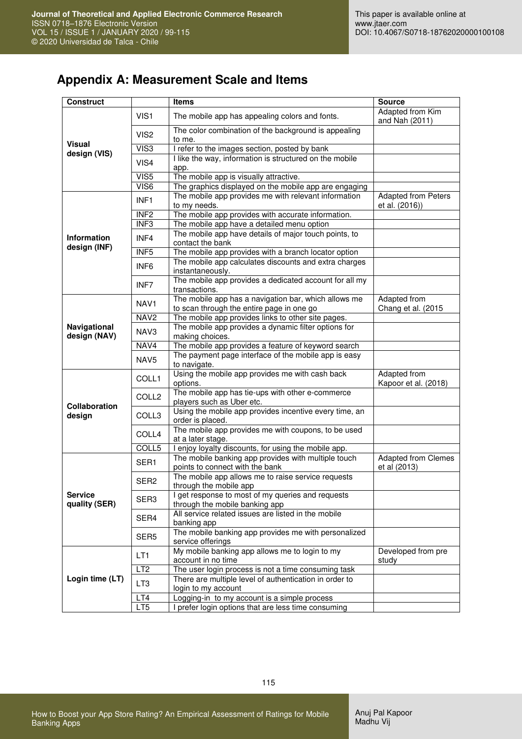## Appendix A: Measurement Scale and Items

| Construct | | Items | Source |
|---|---|---|---|
| Visual design (VIS) | VIS1 | The mobile app has appealing colors and fonts. | Adapted from Kim and Nah (2011) |
| | VIS2 | The color combination of the background is appealing to me. | |
| | VIS3 | I refer to the images section, posted by bank | |
| | VIS4 | I like the way, information is structured on the mobile app. | |
| | VIS5 | The mobile app is visually attractive. | |
| | VIS6 | The graphics displayed on the mobile app are engaging | |
| Information design (INF) | INF1 | The mobile app provides me with relevant information to my needs. | Adapted from Peters et al. (2016)) |
| | INF2 | The mobile app provides with accurate information. | |
| | INF3 | The mobile app have a detailed menu option | |
| | INF4 | The mobile app have details of major touch points, to contact the bank | |
| | INF5 | The mobile app provides with a branch locator option | |
| | INF6 | The mobile app calculates discounts and extra charges instantaneously. | |
| | INF7 | The mobile app provides a dedicated account for all my transactions. | |
| Navigational design (NAV) | NAV1 | The mobile app has a navigation bar, which allows me to scan through the entire page in one go | Adapted from Chang et al. (2015 |
| | NAV2 | The mobile app provides links to other site pages. | |
| | NAV3 | The mobile app provides a dynamic filter options for making choices. | |
| | NAV4 | The mobile app provides a feature of keyword search | |
| | NAV5 | The payment page interface of the mobile app is easy to navigate. | |
| Collaboration design | COLL1 | Using the mobile app provides me with cash back options. | Adapted from Kapoor et al. (2018) |
| | COLL2 | The mobile app has tie-ups with other e-commerce players such as Uber etc. | |
| | COLL3 | Using the mobile app provides incentive every time, an order is placed. | |
| | COLL4 | The mobile app provides me with coupons, to be used at a later stage. | |
| | COLL5 | I enjoy loyalty discounts, for using the mobile app. | |
| Service quality (SER) | SER1 | The mobile banking app provides with multiple touch points to connect with the bank | Adapted from Clemes et al (2013) |
| | SER2 | The mobile app allows me to raise service requests through the mobile app | |
| | SER3 | I get response to most of my queries and requests through the mobile banking app | |
| | SER4 | All service related issues are listed in the mobile banking app | |
| | SER5 | The mobile banking app provides me with personalized service offerings | |
| Login time (LT) | LT1 | My mobile banking app allows me to login to my account in no time | Developed from pre study |
| | LT2 | The user login process is not a time consuming task | |
| | LT3 | There are multiple level of authentication in order to login to my account | |
| | LT4 | Logging-in to my account is a simple process | |
| | LT5 | I prefer login options that are less time consuming | |